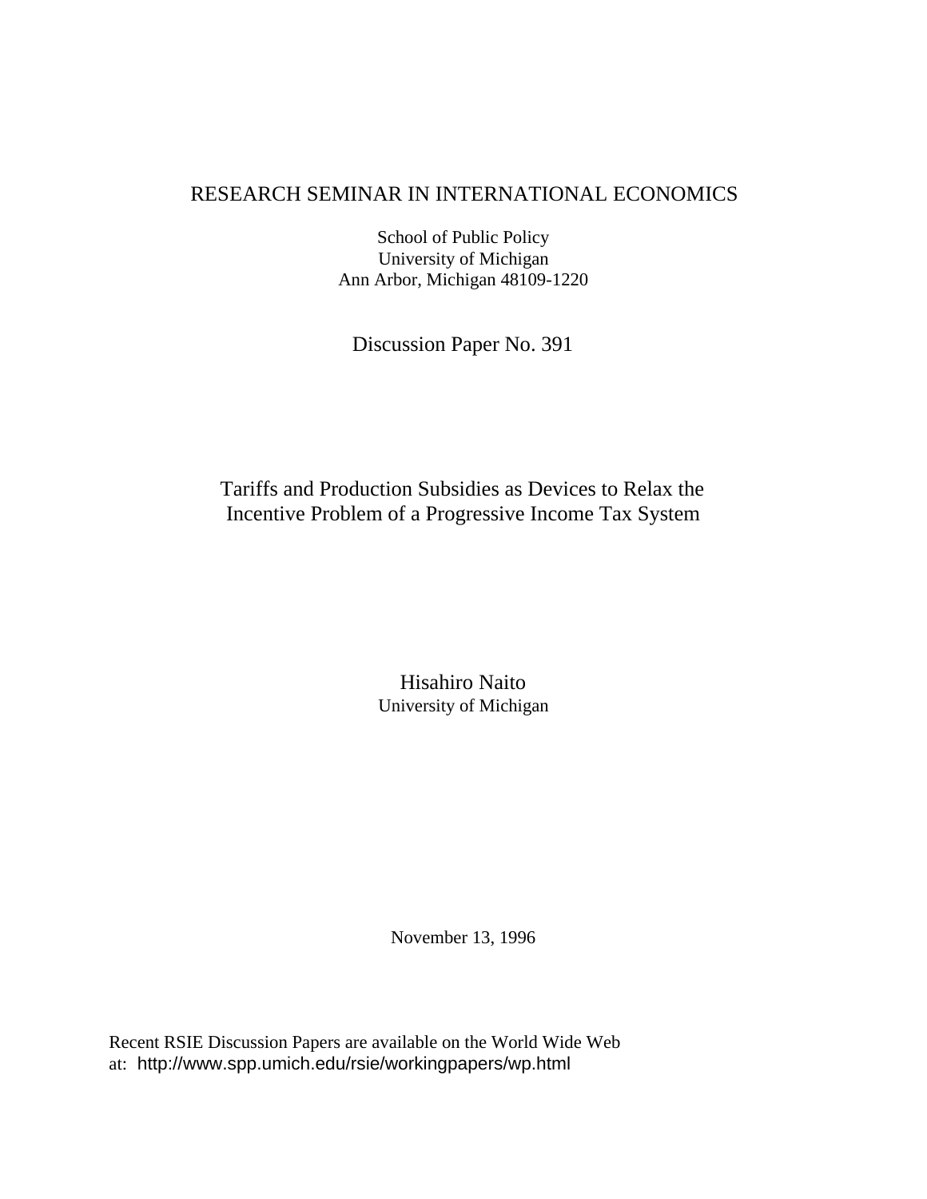RESEARCH SEMINAR IN INTERNATIONAL ECONOMICS

School of Public Policy
University of Michigan
Ann Arbor, Michigan 48109-1220

Discussion Paper No. 391

# Tariffs and Production Subsidies as Devices to Relax the Incentive Problem of a Progressive Income Tax System

Hisahiro Naito
University of Michigan

November 13, 1996

Recent RSIE Discussion Papers are available on the World Wide Web at: http://www.spp.umich.edu/rsie/workingpapers/wp.html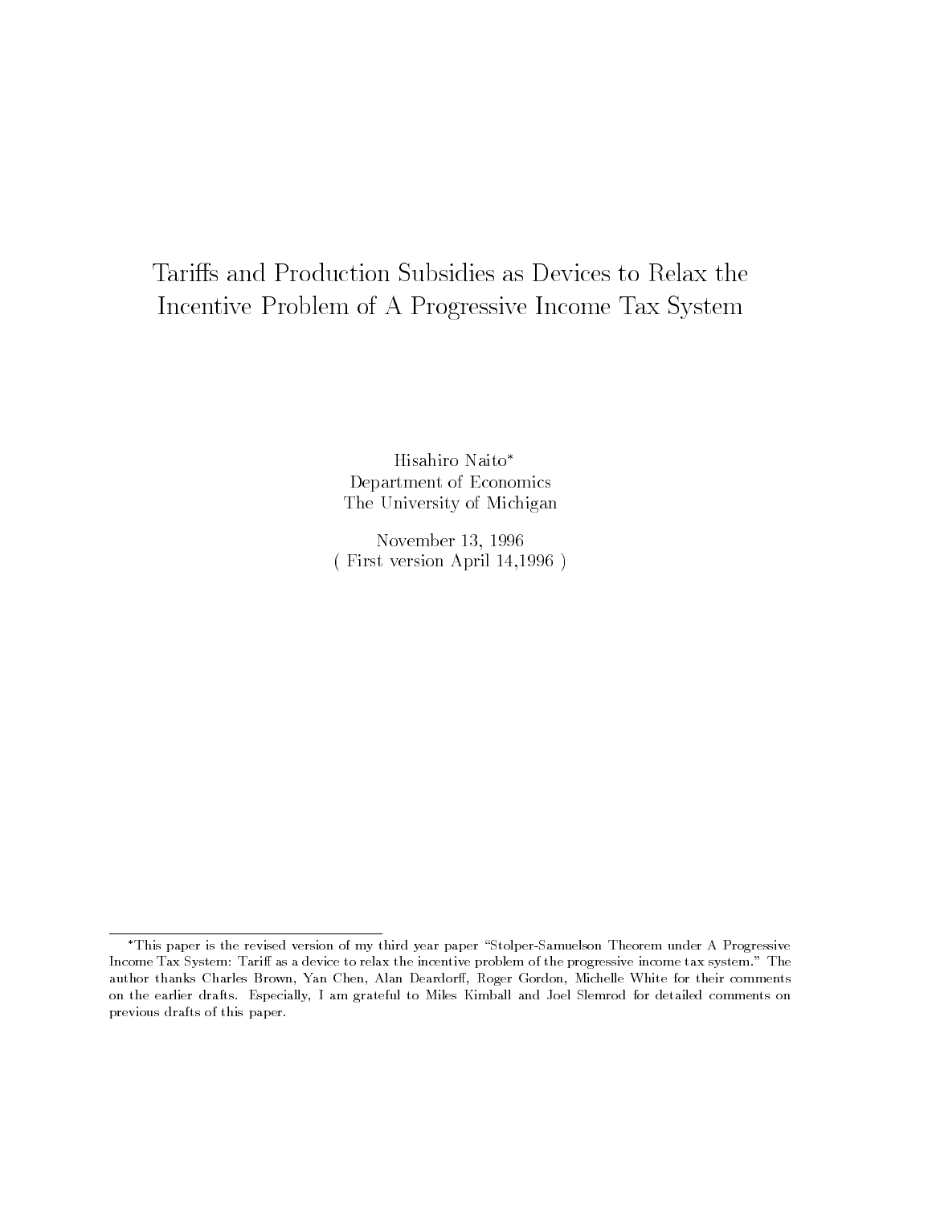# Tariffs and Production Subsidies as Devices to Relax the Incentive Problem of A Progressive Income Tax System

Hisahiro Naito*
Department of Economics
The University of Michigan

November 13, 1996
( First version April 14,1996 )

---

*This paper is the revised version of my third year paper "Stolper-Samuelson Theorem under A Progressive Income Tax System: Tariff as a device to relax the incentive problem of the progressive income tax system." The author thanks Charles Brown, Yan Chen, Alan Deardorff, Roger Gordon, Michelle White for their comments on the earlier drafts. Especially, I am grateful to Miles Kimball and Joel Slemrod for detailed comments on previous drafts of this paper.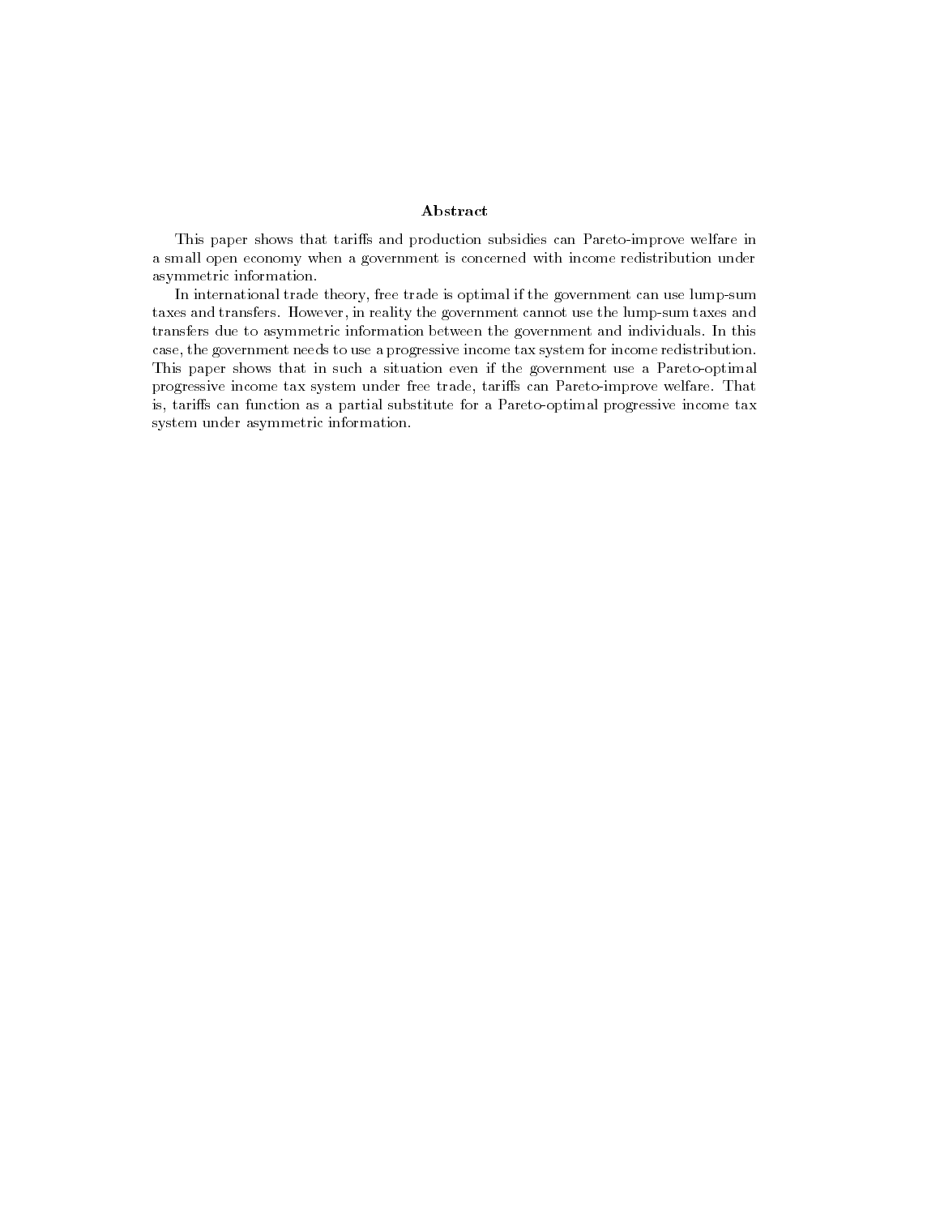## Abstract

This paper shows that tariffs and production subsidies can Pareto-improve welfare in a small open economy when a government is concerned with income redistribution under asymmetric information.

In international trade theory, free trade is optimal if the government can use lump-sum taxes and transfers. However, in reality the government cannot use the lump-sum taxes and transfers due to asymmetric information between the government and individuals. In this case, the government needs to use a progressive income tax system for income redistribution. This paper shows that in such a situation even if the government use a Pareto-optimal progressive income tax system under free trade, tariffs can Pareto-improve welfare. That is, tariffs can function as a partial substitute for a Pareto-optimal progressive income tax system under asymmetric information.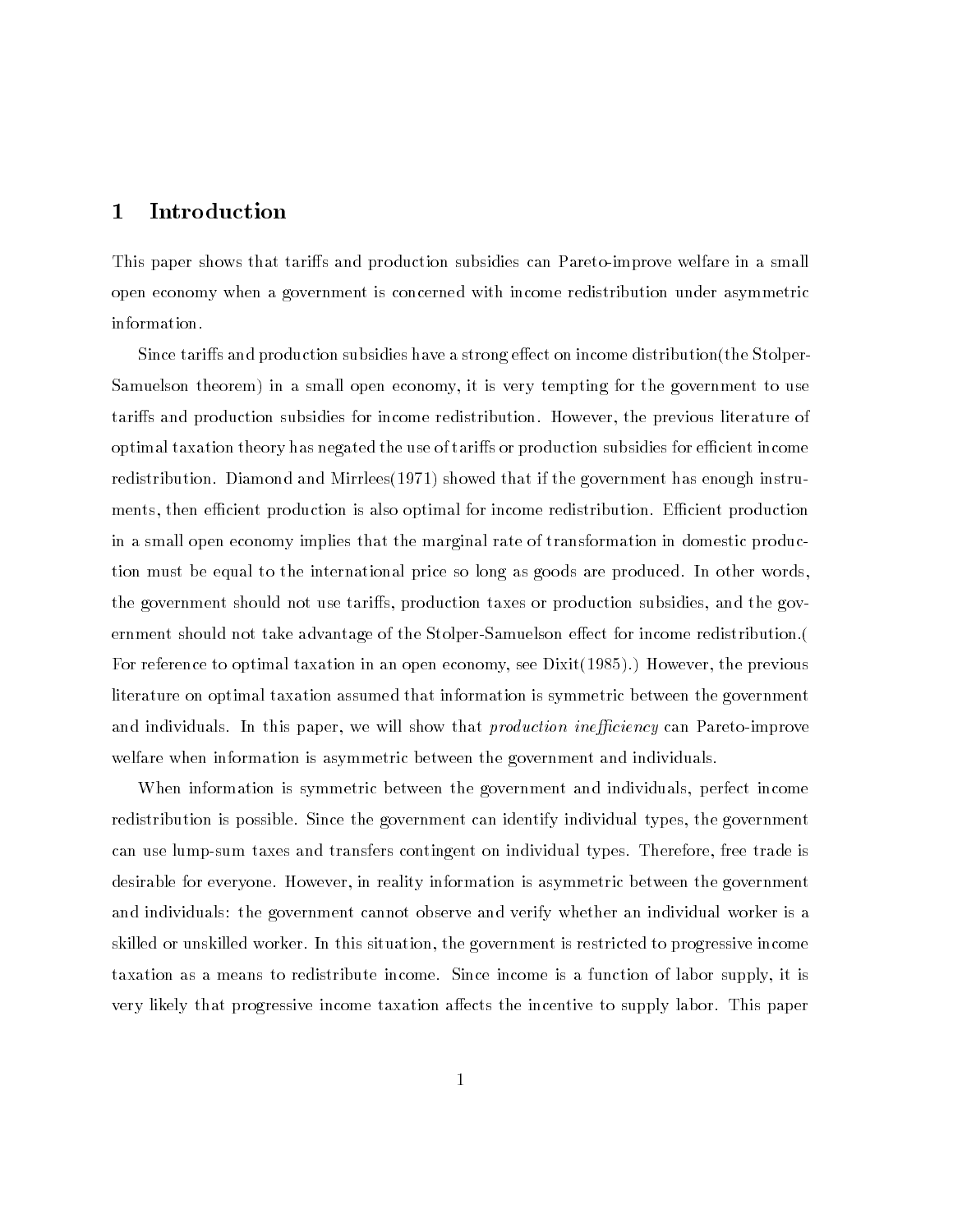# 1 Introduction

This paper shows that tariffs and production subsidies can Pareto-improve welfare in a small open economy when a government is concerned with income redistribution under asymmetric information.

Since tariffs and production subsidies have a strong effect on income distribution(the Stolper-Samuelson theorem) in a small open economy, it is very tempting for the government to use tariffs and production subsidies for income redistribution. However, the previous literature of optimal taxation theory has negated the use of tariffs or production subsidies for efficient income redistribution. Diamond and Mirrlees(1971) showed that if the government has enough instruments, then efficient production is also optimal for income redistribution. Efficient production in a small open economy implies that the marginal rate of transformation in domestic production must be equal to the international price so long as goods are produced. In other words, the government should not use tariffs, production taxes or production subsidies, and the government should not take advantage of the Stolper-Samuelson effect for income redistribution.( For reference to optimal taxation in an open economy, see Dixit(1985).) However, the previous literature on optimal taxation assumed that information is symmetric between the government and individuals. In this paper, we will show that *production inefficiency* can Pareto-improve welfare when information is asymmetric between the government and individuals.

When information is symmetric between the government and individuals, perfect income redistribution is possible. Since the government can identify individual types, the government can use lump-sum taxes and transfers contingent on individual types. Therefore, free trade is desirable for everyone. However, in reality information is asymmetric between the government and individuals: the government cannot observe and verify whether an individual worker is a skilled or unskilled worker. In this situation, the government is restricted to progressive income taxation as a means to redistribute income. Since income is a function of labor supply, it is very likely that progressive income taxation affects the incentive to supply labor. This paper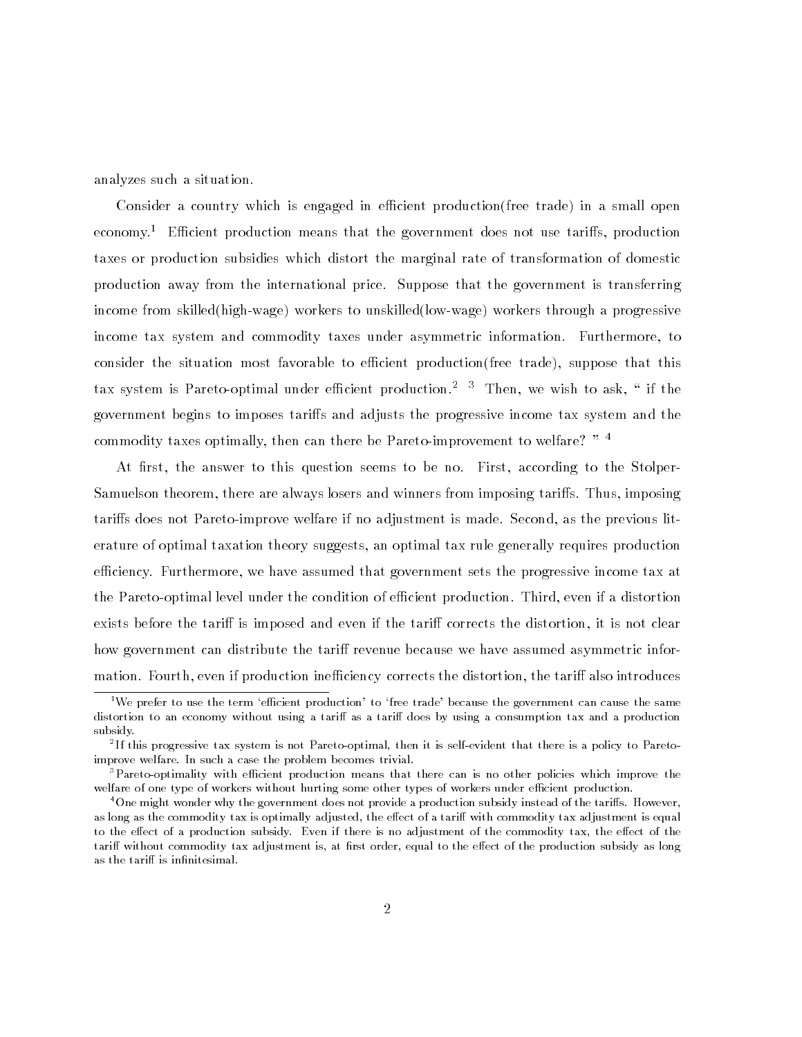analyzes such a situation.

Consider a country which is engaged in efficient production(free trade) in a small open economy.[1] Efficient production means that the government does not use tariffs, production taxes or production subsidies which distort the marginal rate of transformation of domestic production away from the international price. Suppose that the government is transferring income from skilled(high-wage) workers to unskilled(low-wage) workers through a progressive income tax system and commodity taxes under asymmetric information. Furthermore, to consider the situation most favorable to efficient production(free trade), suppose that this tax system is Pareto-optimal under efficient production.[2] [3] Then, we wish to ask, " if the government begins to imposes tariffs and adjusts the progressive income tax system and the commodity taxes optimally, then can there be Pareto-improvement to welfare? "[4]

At first, the answer to this question seems to be no. First, according to the Stolper-Samuelson theorem, there are always losers and winners from imposing tariffs. Thus, imposing tariffs does not Pareto-improve welfare if no adjustment is made. Second, as the previous literature of optimal taxation theory suggests, an optimal tax rule generally requires production efficiency. Furthermore, we have assumed that government sets the progressive income tax at the Pareto-optimal level under the condition of efficient production. Third, even if a distortion exists before the tariff is imposed and even if the tariff corrects the distortion, it is not clear how government can distribute the tariff revenue because we have assumed asymmetric information. Fourth, even if production inefficiency corrects the distortion, the tariff also introduces

---

[1] We prefer to use the term 'efficient production' to 'free trade' because the government can cause the same distortion to an economy without using a tariff as a tariff does by using a consumption tax and a production subsidy.

[2] If this progressive tax system is not Pareto-optimal, then it is self-evident that there is a policy to Pareto-improve welfare. In such a case the problem becomes trivial.

[3] Pareto-optimality with efficient production means that there can is no other policies which improve the welfare of one type of workers without hurting some other types of workers under efficient production.

[4] One might wonder why the government does not provide a production subsidy instead of the tariffs. However, as long as the commodity tax is optimally adjusted, the effect of a tariff with commodity tax adjustment is equal to the effect of a production subsidy. Even if there is no adjustment of the commodity tax, the effect of the tariff without commodity tax adjustment is, at first order, equal to the effect of the production subsidy as long as the tariff is infinitesimal.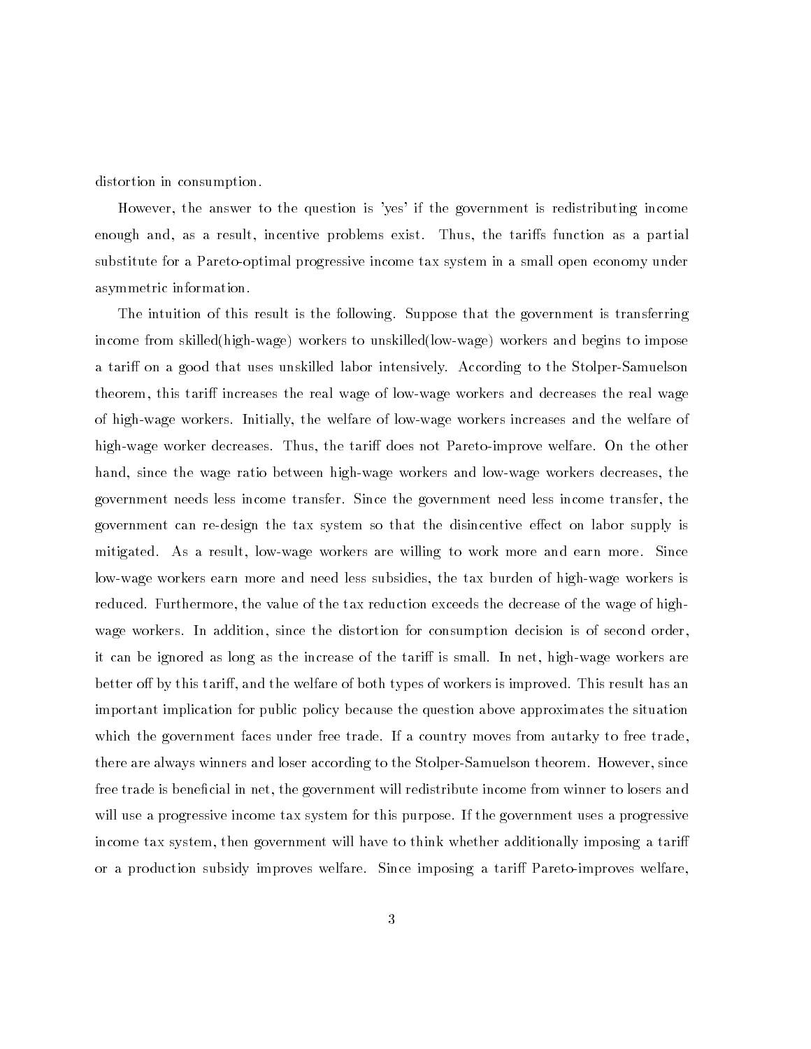distortion in consumption.

However, the answer to the question is 'yes' if the government is redistributing income enough and, as a result, incentive problems exist. Thus, the tariffs function as a partial substitute for a Pareto-optimal progressive income tax system in a small open economy under asymmetric information.

The intuition of this result is the following. Suppose that the government is transferring income from skilled(high-wage) workers to unskilled(low-wage) workers and begins to impose a tariff on a good that uses unskilled labor intensively. According to the Stolper-Samuelson theorem, this tariff increases the real wage of low-wage workers and decreases the real wage of high-wage workers. Initially, the welfare of low-wage workers increases and the welfare of high-wage worker decreases. Thus, the tariff does not Pareto-improve welfare. On the other hand, since the wage ratio between high-wage workers and low-wage workers decreases, the government needs less income transfer. Since the government need less income transfer, the government can re-design the tax system so that the disincentive effect on labor supply is mitigated. As a result, low-wage workers are willing to work more and earn more. Since low-wage workers earn more and need less subsidies, the tax burden of high-wage workers is reduced. Furthermore, the value of the tax reduction exceeds the decrease of the wage of high-wage workers. In addition, since the distortion for consumption decision is of second order, it can be ignored as long as the increase of the tariff is small. In net, high-wage workers are better off by this tariff, and the welfare of both types of workers is improved. This result has an important implication for public policy because the question above approximates the situation which the government faces under free trade. If a country moves from autarky to free trade, there are always winners and loser according to the Stolper-Samuelson theorem. However, since free trade is beneficial in net, the government will redistribute income from winner to losers and will use a progressive income tax system for this purpose. If the government uses a progressive income tax system, then government will have to think whether additionally imposing a tariff or a production subsidy improves welfare. Since imposing a tariff Pareto-improves welfare,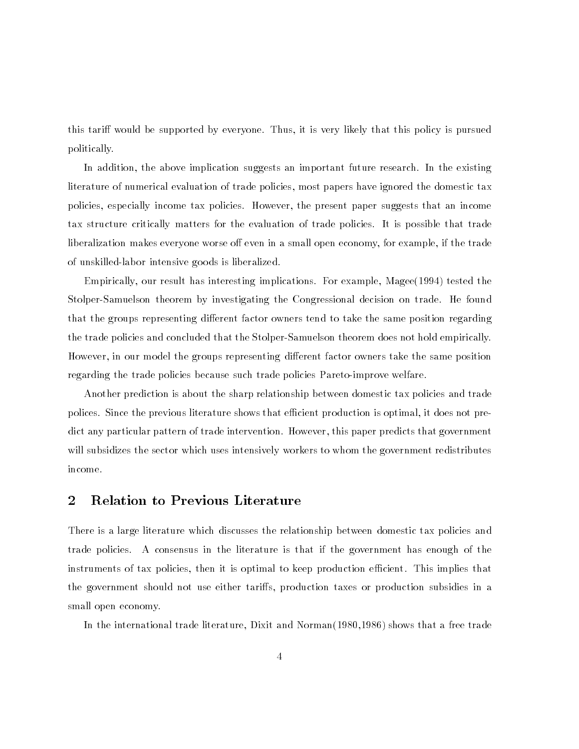this tariff would be supported by everyone. Thus, it is very likely that this policy is pursued politically.

In addition, the above implication suggests an important future research. In the existing literature of numerical evaluation of trade policies, most papers have ignored the domestic tax policies, especially income tax policies. However, the present paper suggests that an income tax structure critically matters for the evaluation of trade policies. It is possible that trade liberalization makes everyone worse off even in a small open economy, for example, if the trade of unskilled-labor intensive goods is liberalized.

Empirically, our result has interesting implications. For example, Magee(1994) tested the Stolper-Samuelson theorem by investigating the Congressional decision on trade. He found that the groups representing different factor owners tend to take the same position regarding the trade policies and concluded that the Stolper-Samuelson theorem does not hold empirically. However, in our model the groups representing different factor owners take the same position regarding the trade policies because such trade policies Pareto-improve welfare.

Another prediction is about the sharp relationship between domestic tax policies and trade polices. Since the previous literature shows that efficient production is optimal, it does not predict any particular pattern of trade intervention. However, this paper predicts that government will subsidizes the sector which uses intensively workers to whom the government redistributes income.

## 2 Relation to Previous Literature

There is a large literature which discusses the relationship between domestic tax policies and trade policies. A consensus in the literature is that if the government has enough of the instruments of tax policies, then it is optimal to keep production efficient. This implies that the government should not use either tariffs, production taxes or production subsidies in a small open economy.

In the international trade literature, Dixit and Norman(1980,1986) shows that a free trade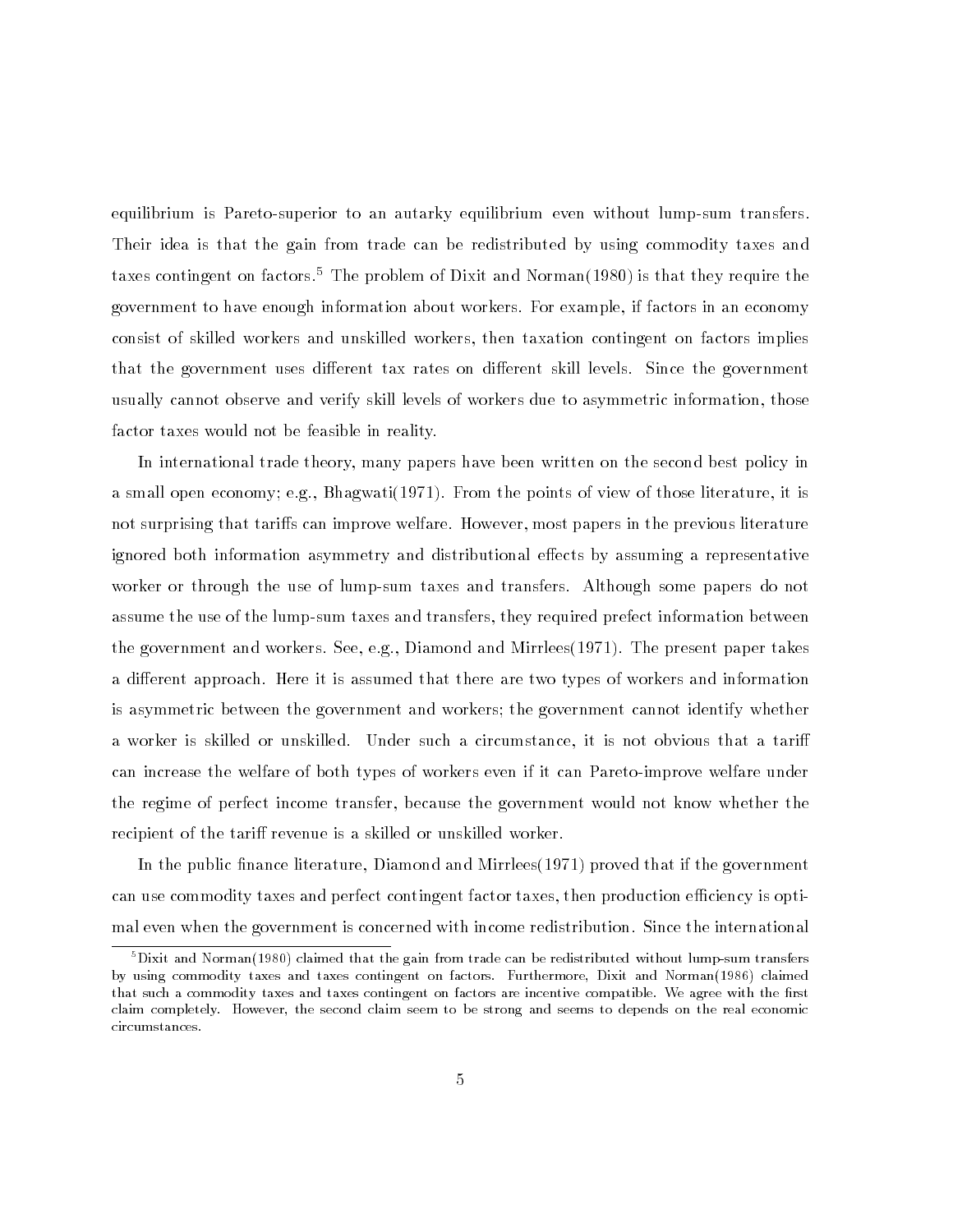equilibrium is Pareto-superior to an autarky equilibrium even without lump-sum transfers. Their idea is that the gain from trade can be redistributed by using commodity taxes and taxes contingent on factors.[5] The problem of Dixit and Norman(1980) is that they require the government to have enough information about workers. For example, if factors in an economy consist of skilled workers and unskilled workers, then taxation contingent on factors implies that the government uses different tax rates on different skill levels. Since the government usually cannot observe and verify skill levels of workers due to asymmetric information, those factor taxes would not be feasible in reality.

In international trade theory, many papers have been written on the second best policy in a small open economy; e.g., Bhagwati(1971). From the points of view of those literature, it is not surprising that tariffs can improve welfare. However, most papers in the previous literature ignored both information asymmetry and distributional effects by assuming a representative worker or through the use of lump-sum taxes and transfers. Although some papers do not assume the use of the lump-sum taxes and transfers, they required prefect information between the government and workers. See, e.g., Diamond and Mirrlees(1971). The present paper takes a different approach. Here it is assumed that there are two types of workers and information is asymmetric between the government and workers; the government cannot identify whether a worker is skilled or unskilled. Under such a circumstance, it is not obvious that a tariff can increase the welfare of both types of workers even if it can Pareto-improve welfare under the regime of perfect income transfer, because the government would not know whether the recipient of the tariff revenue is a skilled or unskilled worker.

In the public finance literature, Diamond and Mirrlees(1971) proved that if the government can use commodity taxes and perfect contingent factor taxes, then production efficiency is optimal even when the government is concerned with income redistribution. Since the international

[5] Dixit and Norman(1980) claimed that the gain from trade can be redistributed without lump-sum transfers by using commodity taxes and taxes contingent on factors. Furthermore, Dixit and Norman(1986) claimed that such a commodity taxes and taxes contingent on factors are incentive compatible. We agree with the first claim completely. However, the second claim seem to be strong and seems to depends on the real economic circumstances.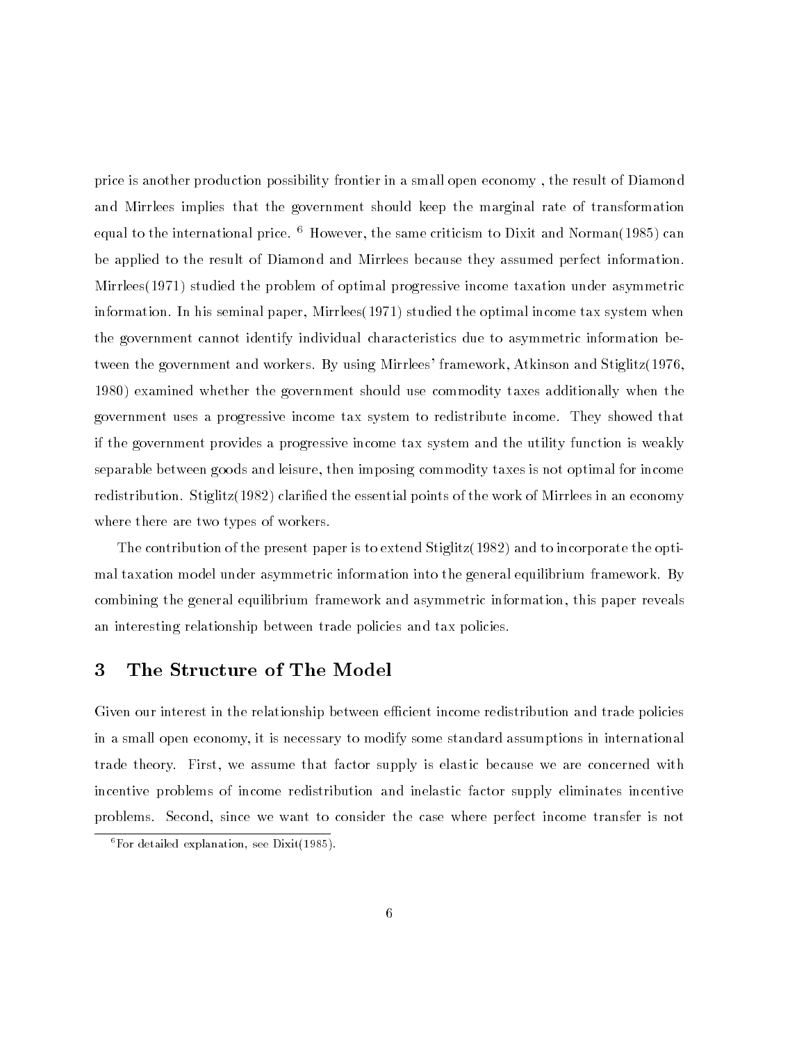price is another production possibility frontier in a small open economy , the result of Diamond and Mirrlees implies that the government should keep the marginal rate of transformation equal to the international price. [6] However, the same criticism to Dixit and Norman(1985) can be applied to the result of Diamond and Mirrlees because they assumed perfect information. Mirrlees(1971) studied the problem of optimal progressive income taxation under asymmetric information. In his seminal paper, Mirrlees(1971) studied the optimal income tax system when the government cannot identify individual characteristics due to asymmetric information between the government and workers. By using Mirrlees' framework, Atkinson and Stiglitz(1976, 1980) examined whether the government should use commodity taxes additionally when the government uses a progressive income tax system to redistribute income. They showed that if the government provides a progressive income tax system and the utility function is weakly separable between goods and leisure, then imposing commodity taxes is not optimal for income redistribution. Stiglitz(1982) clarified the essential points of the work of Mirrlees in an economy where there are two types of workers.

The contribution of the present paper is to extend Stiglitz(1982) and to incorporate the optimal taxation model under asymmetric information into the general equilibrium framework. By combining the general equilibrium framework and asymmetric information, this paper reveals an interesting relationship between trade policies and tax policies.

## 3 The Structure of The Model

Given our interest in the relationship between efficient income redistribution and trade policies in a small open economy, it is necessary to modify some standard assumptions in international trade theory. First, we assume that factor supply is elastic because we are concerned with incentive problems of income redistribution and inelastic factor supply eliminates incentive problems. Second, since we want to consider the case where perfect income transfer is not

[6] For detailed explanation, see Dixit(1985).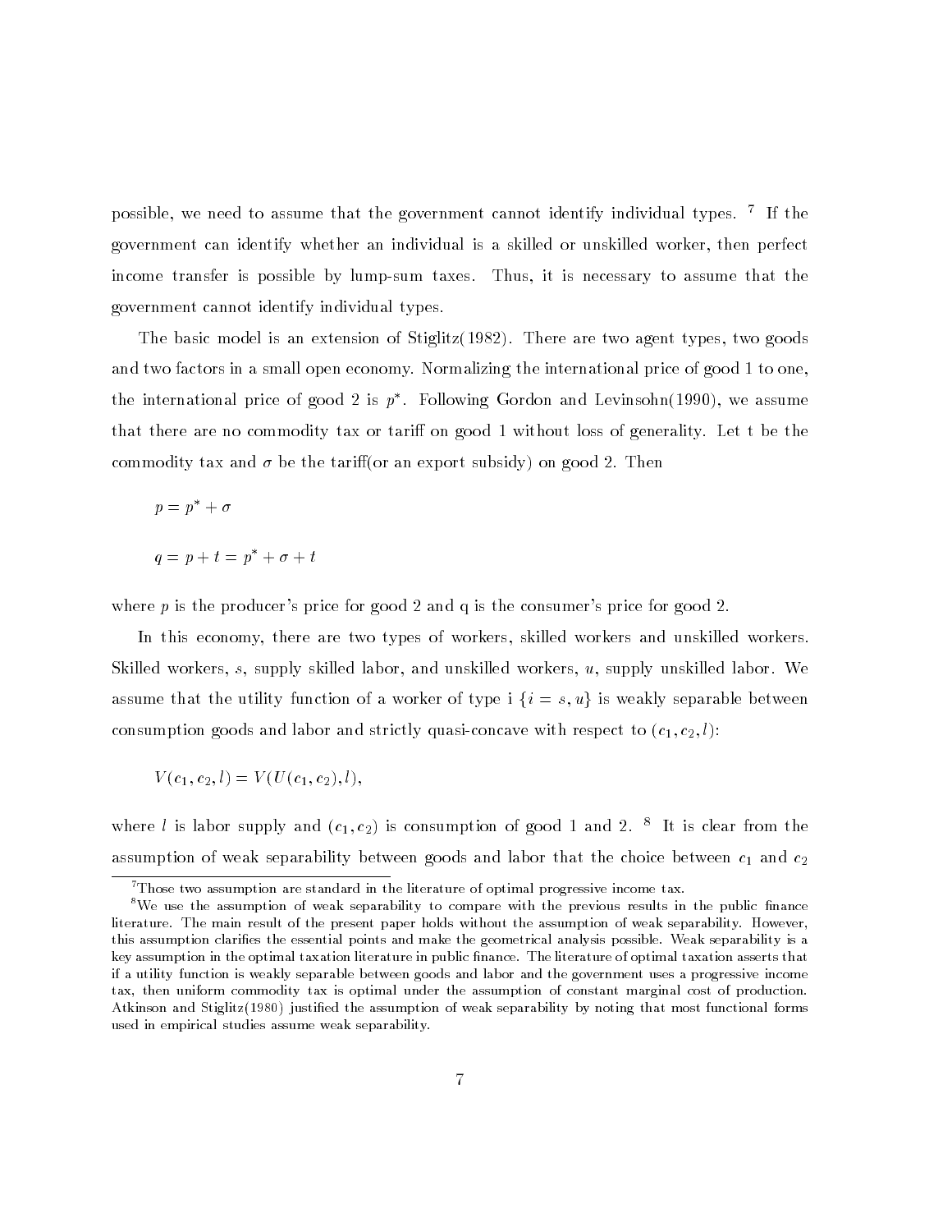possible, we need to assume that the government cannot identify individual types. [7] If the government can identify whether an individual is a skilled or unskilled worker, then perfect income transfer is possible by lump-sum taxes. Thus, it is necessary to assume that the government cannot identify individual types.

The basic model is an extension of Stiglitz(1982). There are two agent types, two goods and two factors in a small open economy. Normalizing the international price of good 1 to one, the international price of good 2 is $p^*$. Following Gordon and Levinsohn(1990), we assume that there are no commodity tax or tariff on good 1 without loss of generality. Let t be the commodity tax and $\sigma$ be the tariff(or an export subsidy) on good 2. Then

$$p = p^* + \sigma$$

$$q = p + t = p^* + \sigma + t$$

where $p$ is the producer's price for good 2 and q is the consumer's price for good 2.

In this economy, there are two types of workers, skilled workers and unskilled workers. Skilled workers, $s$, supply skilled labor, and unskilled workers, $u$, supply unskilled labor. We assume that the utility function of a worker of type i $\{i = s, u\}$ is weakly separable between consumption goods and labor and strictly quasi-concave with respect to $(c_1, c_2, l)$:

$$V(c_1, c_2, l) = V(U(c_1, c_2), l),$$

where $l$ is labor supply and $(c_1, c_2)$ is consumption of good 1 and 2. [8] It is clear from the assumption of weak separability between goods and labor that the choice between $c_1$ and $c_2$

---

[7] Those two assumption are standard in the literature of optimal progressive income tax.

[8] We use the assumption of weak separability to compare with the previous results in the public finance literature. The main result of the present paper holds without the assumption of weak separability. However, this assumption clarifies the essential points and make the geometrical analysis possible. Weak separability is a key assumption in the optimal taxation literature in public finance. The literature of optimal taxation asserts that if a utility function is weakly separable between goods and labor and the government uses a progressive income tax, then uniform commodity tax is optimal under the assumption of constant marginal cost of production. Atkinson and Stiglitz(1980) justified the assumption of weak separability by noting that most functional forms used in empirical studies assume weak separability.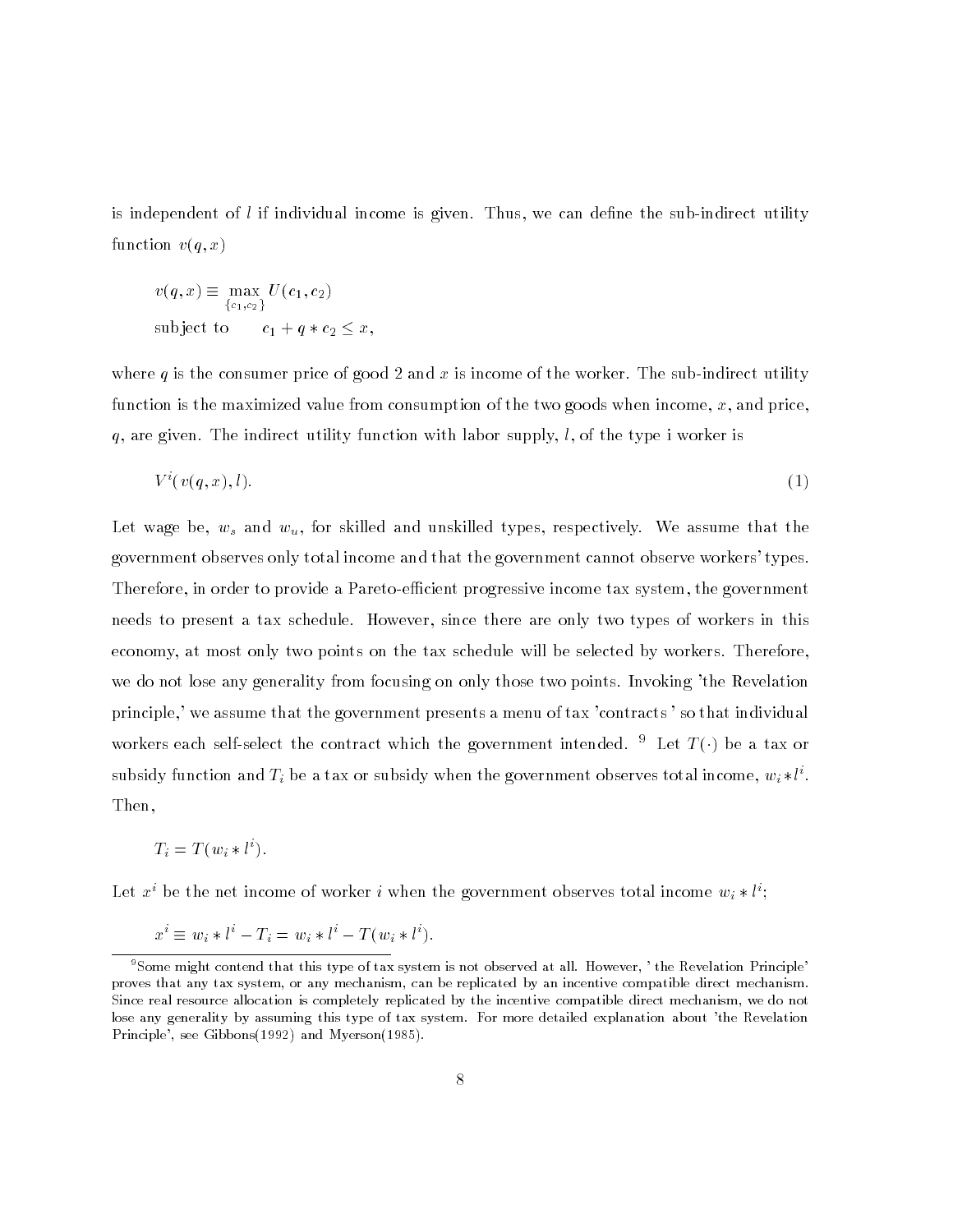is independent of $l$ if individual income is given. Thus, we can define the sub-indirect utility function $v(q, x)$

$$v(q, x) \equiv \max_{\{c_1, c_2\}} U(c_1, c_2)$$
$$\text{subject to} \qquad c_1 + q * c_2 \leq x,$$

where $q$ is the consumer price of good 2 and $x$ is income of the worker. The sub-indirect utility function is the maximized value from consumption of the two goods when income, $x$, and price, $q$, are given. The indirect utility function with labor supply, $l$, of the type i worker is

$$V^i(\, v(q, x), l). \tag{1}$$

Let wage be, $w_s$ and $w_u$, for skilled and unskilled types, respectively. We assume that the government observes only total income and that the government cannot observe workers' types. Therefore, in order to provide a Pareto-efficient progressive income tax system, the government needs to present a tax schedule. However, since there are only two types of workers in this economy, at most only two points on the tax schedule will be selected by workers. Therefore, we do not lose any generality from focusing on only those two points. Invoking 'the Revelation principle,' we assume that the government presents a menu of tax 'contracts ' so that individual workers each self-select the contract which the government intended. [9] Let $T(\cdot)$ be a tax or subsidy function and $T_i$ be a tax or subsidy when the government observes total income, $w_i * l^i$. Then,

$$T_i = T(w_i * l^i).$$

Let $x^i$ be the net income of worker $i$ when the government observes total income $w_i * l^i$;

$$x^i \equiv w_i * l^i - T_i = w_i * l^i - T(w_i * l^i).$$

[9] Some might contend that this type of tax system is not observed at all. However, ' the Revelation Principle' proves that any tax system, or any mechanism, can be replicated by an incentive compatible direct mechanism. Since real resource allocation is completely replicated by the incentive compatible direct mechanism, we do not lose any generality by assuming this type of tax system. For more detailed explanation about 'the Revelation Principle', see Gibbons(1992) and Myerson(1985).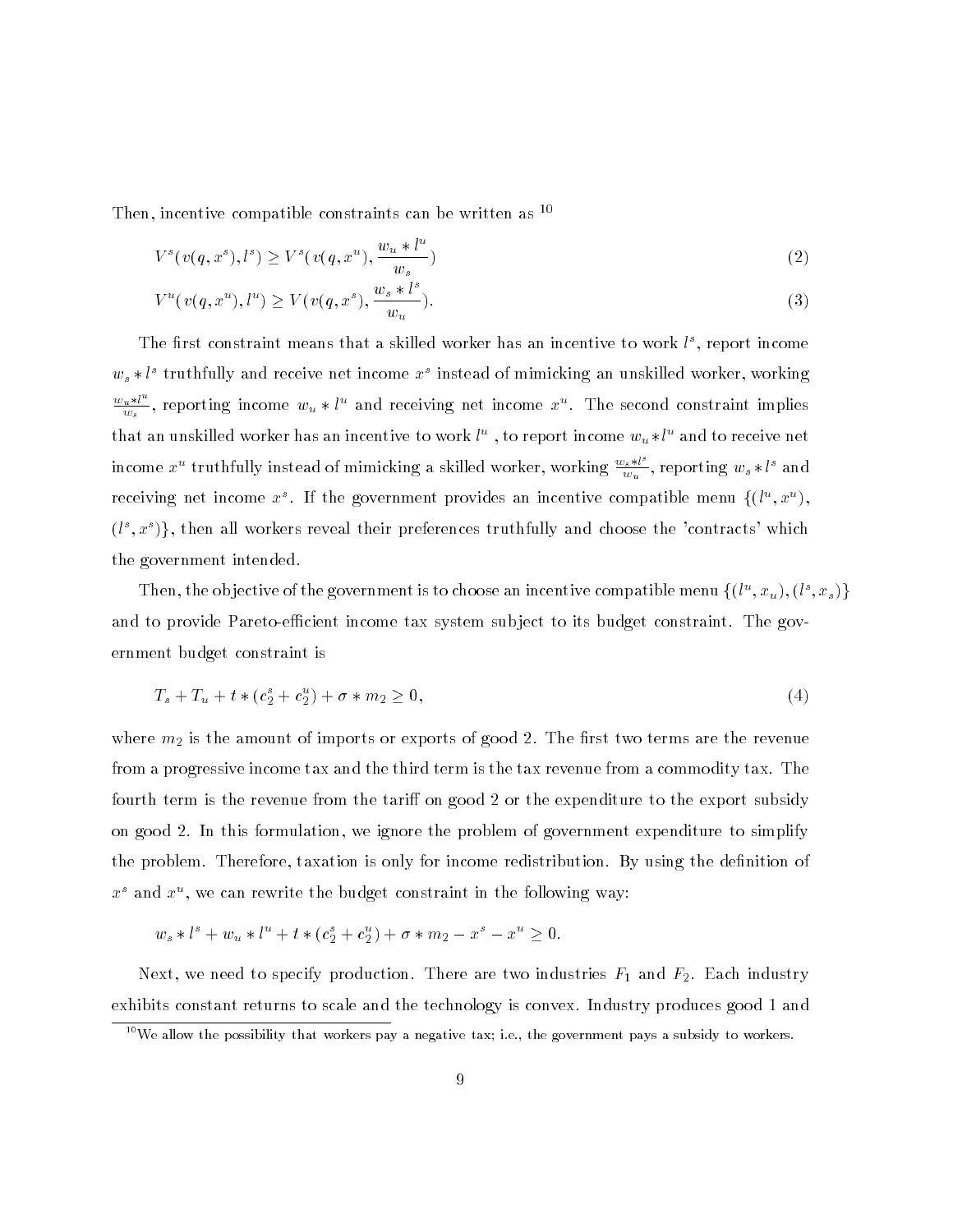Then, incentive compatible constraints can be written as [10]

$$V^s(v(q, x^s), l^s) \geq V^s(v(q, x^u), \frac{w_u * l^u}{w_s}) \tag{2}$$

$$V^u(v(q, x^u), l^u) \geq V(v(q, x^s), \frac{w_s * l^s}{w_u}). \tag{3}$$

The first constraint means that a skilled worker has an incentive to work $l^s$, report income $w_s * l^s$ truthfully and receive net income $x^s$ instead of mimicking an unskilled worker, working $\frac{w_u * l^u}{w_s}$, reporting income $w_u * l^u$ and receiving net income $x^u$. The second constraint implies that an unskilled worker has an incentive to work $l^u$ , to report income $w_u * l^u$ and to receive net income $x^u$ truthfully instead of mimicking a skilled worker, working $\frac{w_s * l^s}{w_u}$, reporting $w_s * l^s$ and receiving net income $x^s$. If the government provides an incentive compatible menu $\{(l^u, x^u), (l^s, x^s)\}$, then all workers reveal their preferences truthfully and choose the 'contracts' which the government intended.

Then, the objective of the government is to choose an incentive compatible menu $\{(l^u, x_u), (l^s, x_s)\}$ and to provide Pareto-efficient income tax system subject to its budget constraint. The government budget constraint is

$$T_s + T_u + t * (c_2^s + c_2^u) + \sigma * m_2 \geq 0, \tag{4}$$

where $m_2$ is the amount of imports or exports of good 2. The first two terms are the revenue from a progressive income tax and the third term is the tax revenue from a commodity tax. The fourth term is the revenue from the tariff on good 2 or the expenditure to the export subsidy on good 2. In this formulation, we ignore the problem of government expenditure to simplify the problem. Therefore, taxation is only for income redistribution. By using the definition of $x^s$ and $x^u$, we can rewrite the budget constraint in the following way:

$$w_s * l^s + w_u * l^u + t * (c_2^s + c_2^u) + \sigma * m_2 - x^s - x^u \geq 0.$$

Next, we need to specify production. There are two industries $F_1$ and $F_2$. Each industry exhibits constant returns to scale and the technology is convex. Industry produces good 1 and

[10] We allow the possibility that workers pay a negative tax; i.e., the government pays a subsidy to workers.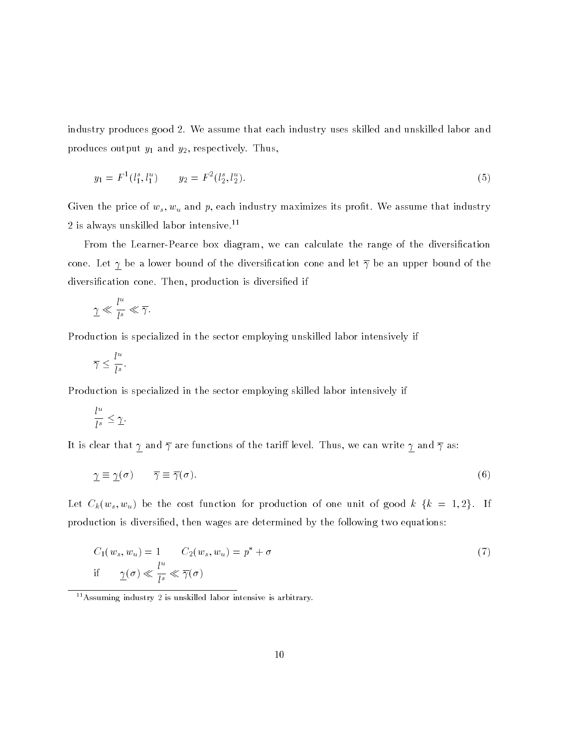industry produces good 2. We assume that each industry uses skilled and unskilled labor and produces output $y_1$ and $y_2$, respectively. Thus,

$$y_1 = F^1(l_1^s, l_1^u) \qquad y_2 = F^2(l_2^s, l_2^u). \tag{5}$$

Given the price of $w_s$, $w_u$ and $p$, each industry maximizes its profit. We assume that industry 2 is always unskilled labor intensive.[11]

From the Learner-Pearce box diagram, we can calculate the range of the diversification cone. Let $\underline{\gamma}$ be a lower bound of the diversification cone and let $\overline{\gamma}$ be an upper bound of the diversification cone. Then, production is diversified if

$$\underline{\gamma} \ll \frac{l^u}{l^s} \ll \overline{\gamma}.$$

Production is specialized in the sector employing unskilled labor intensively if

$$\overline{\gamma} \leq \frac{l^u}{l^s}.$$

Production is specialized in the sector employing skilled labor intensively if

$$\frac{l^u}{l^s} \leq \underline{\gamma}.$$

It is clear that $\underline{\gamma}$ and $\overline{\gamma}$ are functions of the tariff level. Thus, we can write $\underline{\gamma}$ and $\overline{\gamma}$ as:

$$\underline{\gamma} \equiv \underline{\gamma}(\sigma) \qquad \overline{\gamma} \equiv \overline{\gamma}(\sigma). \tag{6}$$

Let $C_k(w_s, w_u)$ be the cost function for production of one unit of good $k$ $\{k = 1, 2\}$. If production is diversified, then wages are determined by the following two equations:

$$C_1(w_s, w_u) = 1 \qquad C_2(w_s, w_u) = p^* + \sigma \tag{7}$$
$$\text{if} \qquad \underline{\gamma}(\sigma) \ll \frac{l^u}{l^s} \ll \overline{\gamma}(\sigma)$$

[11] Assuming industry 2 is unskilled labor intensive is arbitrary.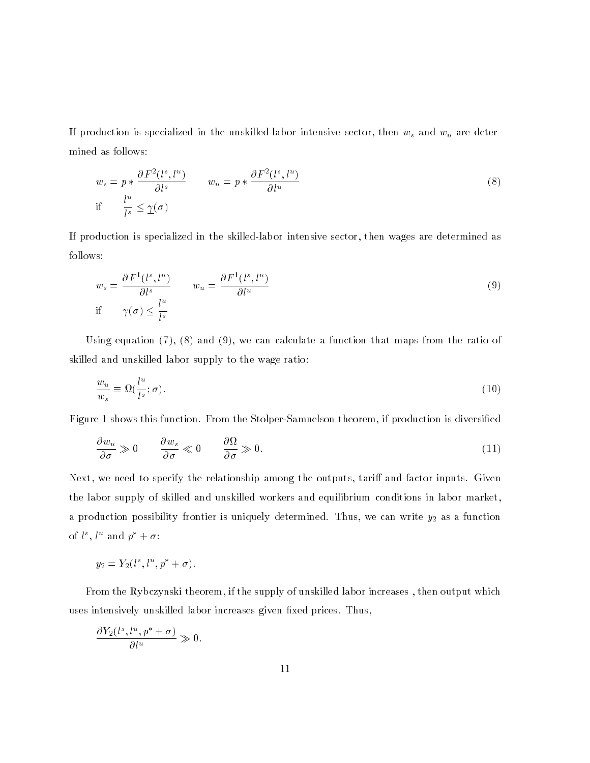If production is specialized in the unskilled-labor intensive sector, then $w_s$ and $w_u$ are determined as follows:

$$
w_s = p * \frac{\partial F^2(l^s, l^u)}{\partial l^s} \qquad w_u = p * \frac{\partial F^2(l^s, l^u)}{\partial l^u} \tag{8}
$$
$$
\text{if} \qquad \frac{l^u}{l^s} \leq \underline{\gamma}(\sigma)
$$

If production is specialized in the skilled-labor intensive sector, then wages are determined as follows:

$$
w_s = \frac{\partial F^1(l^s, l^u)}{\partial l^s} \qquad w_u = \frac{\partial F^1(l^s, l^u)}{\partial l^u} \tag{9}
$$
$$
\text{if} \qquad \overline{\gamma}(\sigma) \leq \frac{l^u}{l^s}
$$

Using equation (7), (8) and (9), we can calculate a function that maps from the ratio of skilled and unskilled labor supply to the wage ratio:

$$
\frac{w_u}{w_s} \equiv \Omega(\frac{l^u}{l^s}; \sigma). \tag{10}
$$

Figure 1 shows this function. From the Stolper-Samuelson theorem, if production is diversified

$$
\frac{\partial w_u}{\partial \sigma} \gg 0 \qquad \frac{\partial w_s}{\partial \sigma} \ll 0 \qquad \frac{\partial \Omega}{\partial \sigma} \gg 0. \tag{11}
$$

Next, we need to specify the relationship among the outputs, tariff and factor inputs. Given the labor supply of skilled and unskilled workers and equilibrium conditions in labor market, a production possibility frontier is uniquely determined. Thus, we can write $y_2$ as a function of $l^s$, $l^u$ and $p^* + \sigma$:

$$
y_2 = Y_2(l^s, l^u, p^* + \sigma).
$$

From the Rybczynski theorem, if the supply of unskilled labor increases , then output which uses intensively unskilled labor increases given fixed prices. Thus,

$$
\frac{\partial Y_2(l^s, l^u, p^* + \sigma)}{\partial l^u} \gg 0.
$$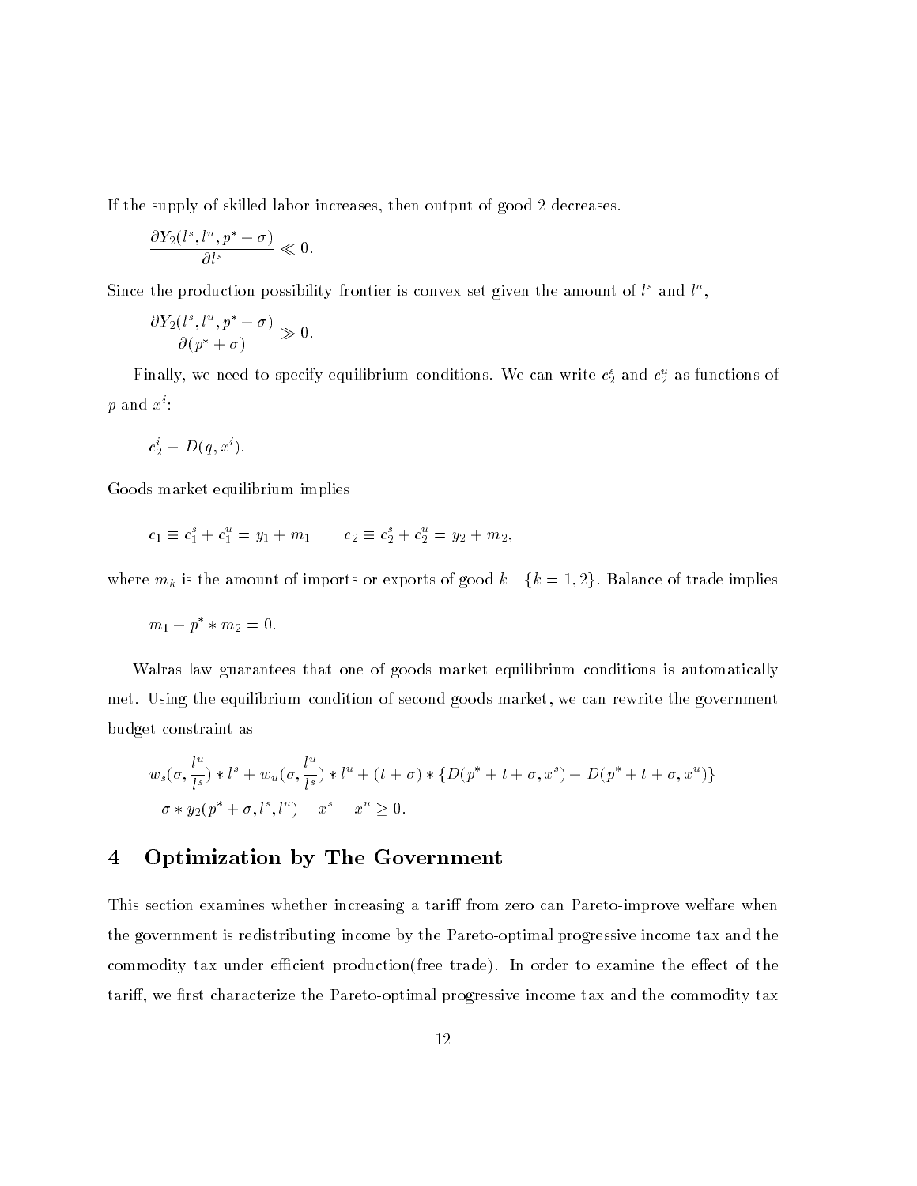If the supply of skilled labor increases, then output of good 2 decreases.

$$\frac{\partial Y_2(l^s, l^u, p^* + \sigma)}{\partial l^s} \ll 0.$$

Since the production possibility frontier is convex set given the amount of $l^s$ and $l^u$,

$$\frac{\partial Y_2(l^s, l^u, p^* + \sigma)}{\partial (p^* + \sigma)} \gg 0.$$

Finally, we need to specify equilibrium conditions. We can write $c_2^s$ and $c_2^u$ as functions of $p$ and $x^i$:

$$c_2^i \equiv D(q, x^i).$$

Goods market equilibrium implies

$$c_1 \equiv c_1^s + c_1^u = y_1 + m_1 \qquad c_2 \equiv c_2^s + c_2^u = y_2 + m_2,$$

where $m_k$ is the amount of imports or exports of good $k \quad \{k = 1, 2\}$. Balance of trade implies

$$m_1 + p^* * m_2 = 0.$$

Walras law guarantees that one of goods market equilibrium conditions is automatically met. Using the equilibrium condition of second goods market, we can rewrite the government budget constraint as

$$w_s(\sigma, \frac{l^u}{l^s}) * l^s + w_u(\sigma, \frac{l^u}{l^s}) * l^u + (t + \sigma) * \{D(p^* + t + \sigma, x^s) + D(p^* + t + \sigma, x^u)\}$$
$$-\sigma * y_2(p^* + \sigma, l^s, l^u) - x^s - x^u \geq 0.$$

# 4 Optimization by The Government

This section examines whether increasing a tariff from zero can Pareto-improve welfare when the government is redistributing income by the Pareto-optimal progressive income tax and the commodity tax under efficient production(free trade). In order to examine the effect of the tariff, we first characterize the Pareto-optimal progressive income tax and the commodity tax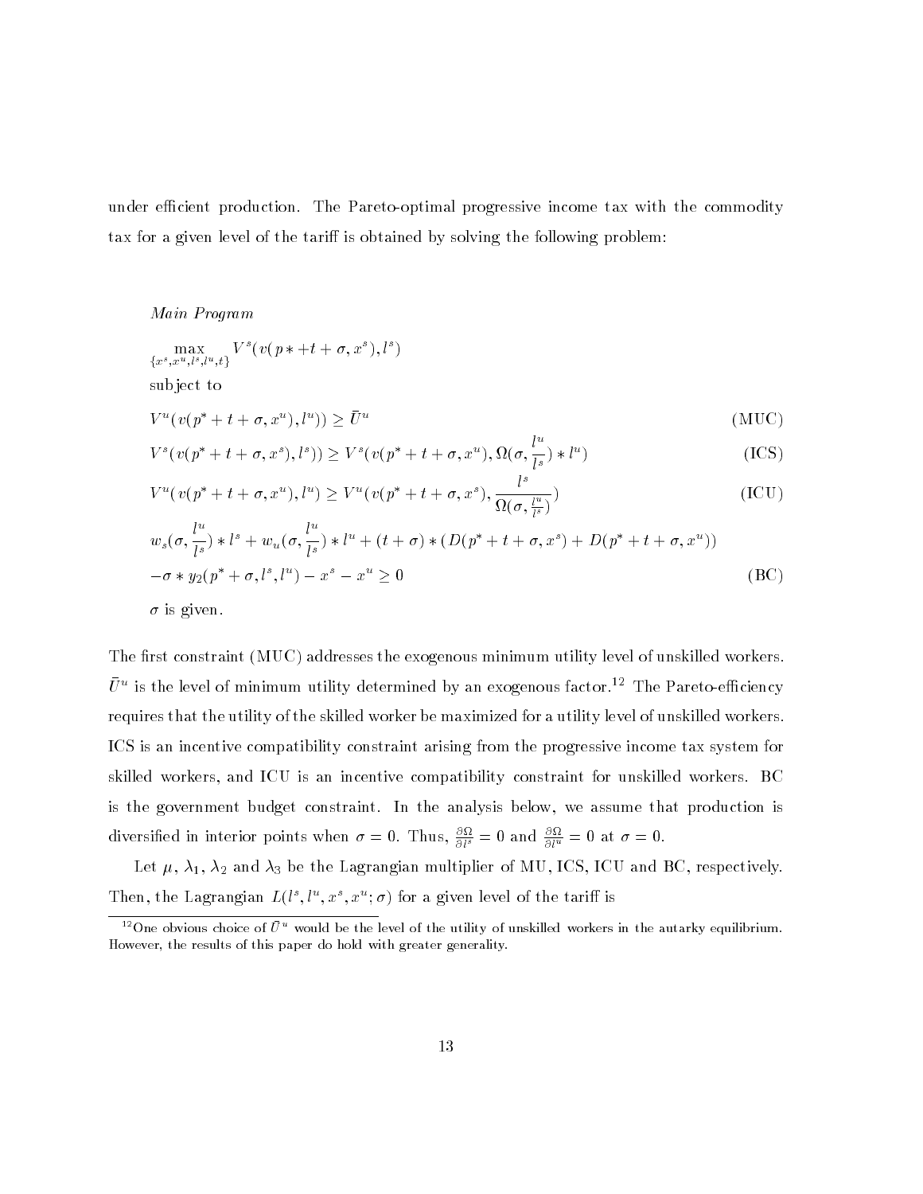under efficient production. The Pareto-optimal progressive income tax with the commodity tax for a given level of the tariff is obtained by solving the following problem:

*Main Program*

$$\max_{\{x^s, x^u, l^s, l^u, t\}} V^s(v(p* + t + \sigma, x^s), l^s)$$

subject to

$$V^u(v(p^* + t + \sigma, x^u), l^u)) \geq \bar{U}^u \tag{MUC}$$

$$V^s(v(p^* + t + \sigma, x^s), l^s)) \geq V^s(v(p^* + t + \sigma, x^u), \Omega(\sigma, \frac{l^u}{l^s}) * l^u) \tag{ICS}$$

$$V^u(v(p^* + t + \sigma, x^u), l^u) \geq V^u(v(p^* + t + \sigma, x^s), \frac{l^s}{\Omega(\sigma, \frac{l^u}{l^s})}) \tag{ICU}$$

$$w_s(\sigma, \frac{l^u}{l^s}) * l^s + w_u(\sigma, \frac{l^u}{l^s}) * l^u + (t + \sigma) * (D(p^* + t + \sigma, x^s) + D(p^* + t + \sigma, x^u))$$
$$-\sigma * y_2(p^* + \sigma, l^s, l^u) - x^s - x^u \geq 0 \tag{BC}$$

$\sigma$ is given.

The first constraint (MUC) addresses the exogenous minimum utility level of unskilled workers. $\bar{U}^u$ is the level of minimum utility determined by an exogenous factor.[12] The Pareto-efficiency requires that the utility of the skilled worker be maximized for a utility level of unskilled workers. ICS is an incentive compatibility constraint arising from the progressive income tax system for skilled workers, and ICU is an incentive compatibility constraint for unskilled workers. BC is the government budget constraint. In the analysis below, we assume that production is diversified in interior points when $\sigma = 0$. Thus, $\frac{\partial \Omega}{\partial l^s} = 0$ and $\frac{\partial \Omega}{\partial l^u} = 0$ at $\sigma = 0$.

Let $\mu$, $\lambda_1$, $\lambda_2$ and $\lambda_3$ be the Lagrangian multiplier of MU, ICS, ICU and BC, respectively. Then, the Lagrangian $L(l^s, l^u, x^s, x^u; \sigma)$ for a given level of the tariff is

[12] One obvious choice of $\bar{U}^u$ would be the level of the utility of unskilled workers in the autarky equilibrium. However, the results of this paper do hold with greater generality.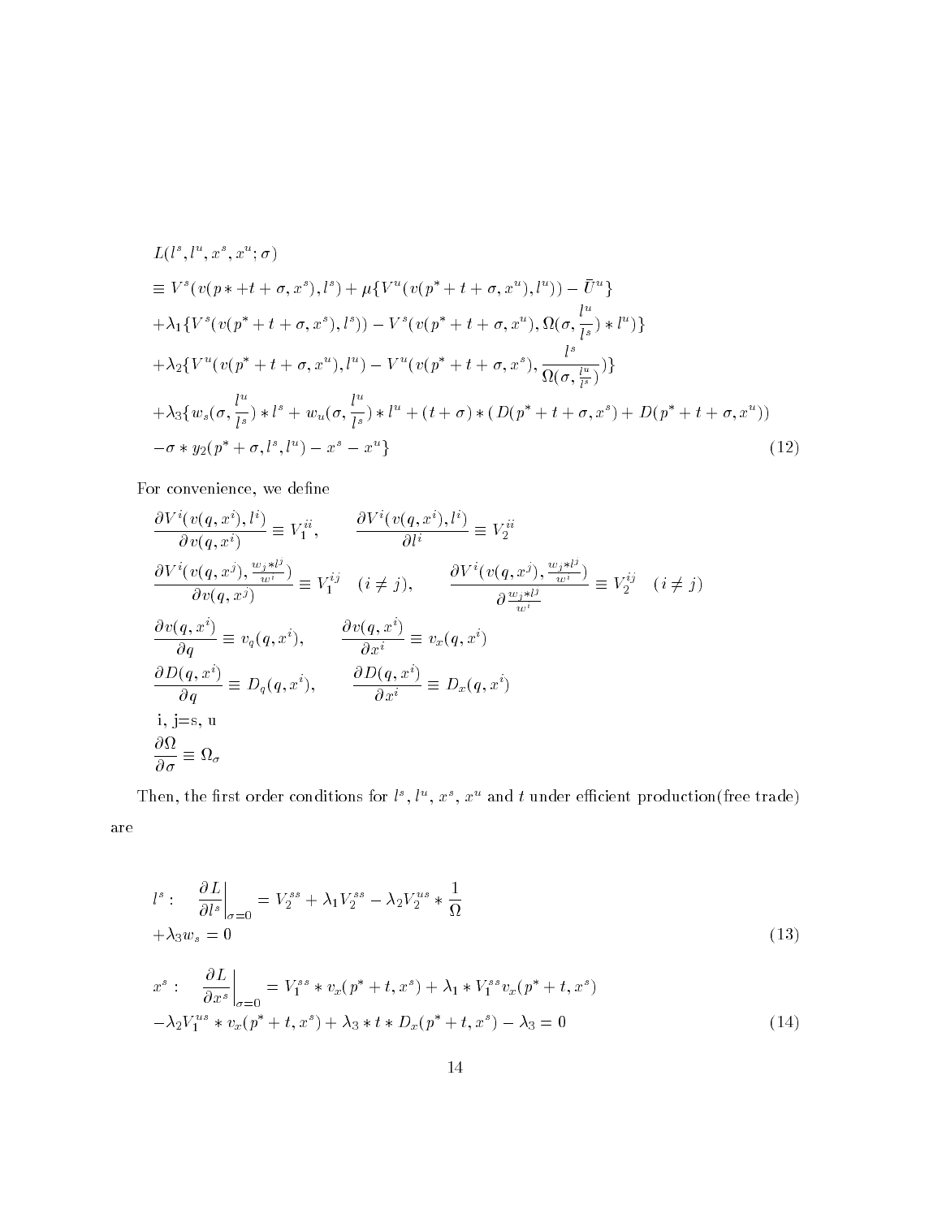$$
\begin{aligned}
&L(l^s, l^u, x^s, x^u; \sigma) \\
&\equiv V^s(v(p* + t + \sigma, x^s), l^s) + \mu\{V^u(v(p^* + t + \sigma, x^u), l^u)) - \bar{U}^u\} \\
&+\lambda_1\{V^s(v(p^* + t + \sigma, x^s), l^s)) - V^s(v(p^* + t + \sigma, x^u), \Omega(\sigma, \frac{l^u}{l^s}) * l^u)\} \\
&+\lambda_2\{V^u(v(p^* + t + \sigma, x^u), l^u) - V^u(v(p^* + t + \sigma, x^s), \frac{l^s}{\Omega(\sigma, \frac{l^u}{l^s})})\} \\
&+\lambda_3\{w_s(\sigma, \frac{l^u}{l^s}) * l^s + w_u(\sigma, \frac{l^u}{l^s}) * l^u + (t + \sigma) * (\,D(p^* + t + \sigma, x^s) + D(p^* + t + \sigma, x^u)) \\
&-\sigma * y_2(p^* + \sigma, l^s, l^u) - x^s - x^u\} \qquad (12)
\end{aligned}
$$

For convenience, we define

$$
\frac{\partial V^i(v(q, x^i), l^i)}{\partial v(q, x^i)} \equiv V_1^{ii}, \qquad \frac{\partial V^i(v(q, x^i), l^i)}{\partial l^i} \equiv V_2^{ii}
$$

$$
\frac{\partial V^i(v(q, x^j), \frac{w_j * l^j}{w^i})}{\partial v(q, x^j)} \equiv V_1^{ij} \quad (i \neq j), \qquad \frac{\partial V^i(v(q, x^j), \frac{w_j * l^j}{w^i})}{\partial \frac{w_j * l^j}{w^i}} \equiv V_2^{ij} \quad (i \neq j)
$$

$$
\frac{\partial v(q, x^i)}{\partial q} \equiv v_q(q, x^i), \qquad \frac{\partial v(q, x^i)}{\partial x^i} \equiv v_x(q, x^i)
$$

$$
\frac{\partial D(q, x^i)}{\partial q} \equiv D_q(q, x^i), \qquad \frac{\partial D(q, x^i)}{\partial x^i} \equiv D_x(q, x^i)
$$

i, j=s, u

$$
\frac{\partial \Omega}{\partial \sigma} \equiv \Omega_\sigma
$$

Then, the first order conditions for $l^s$, $l^u$, $x^s$, $x^u$ and $t$ under efficient production(free trade) are

$$
\begin{aligned}
&l^s: \quad \left.\frac{\partial L}{\partial l^s}\right|_{\sigma=0} = V_2^{ss} + \lambda_1 V_2^{ss} - \lambda_2 V_2^{us} * \frac{1}{\Omega} \\
&+\lambda_3 w_s = 0 \qquad (13)
\end{aligned}
$$

$$
\begin{aligned}
&x^s: \quad \left.\frac{\partial L}{\partial x^s}\right|_{\sigma=0} = V_1^{ss} * v_x(p^* + t, x^s) + \lambda_1 * V_1^{ss} v_x(p^* + t, x^s) \\
&-\lambda_2 V_1^{us} * v_x(p^* + t, x^s) + \lambda_3 * t * D_x(p^* + t, x^s) - \lambda_3 = 0 \qquad (14)
\end{aligned}
$$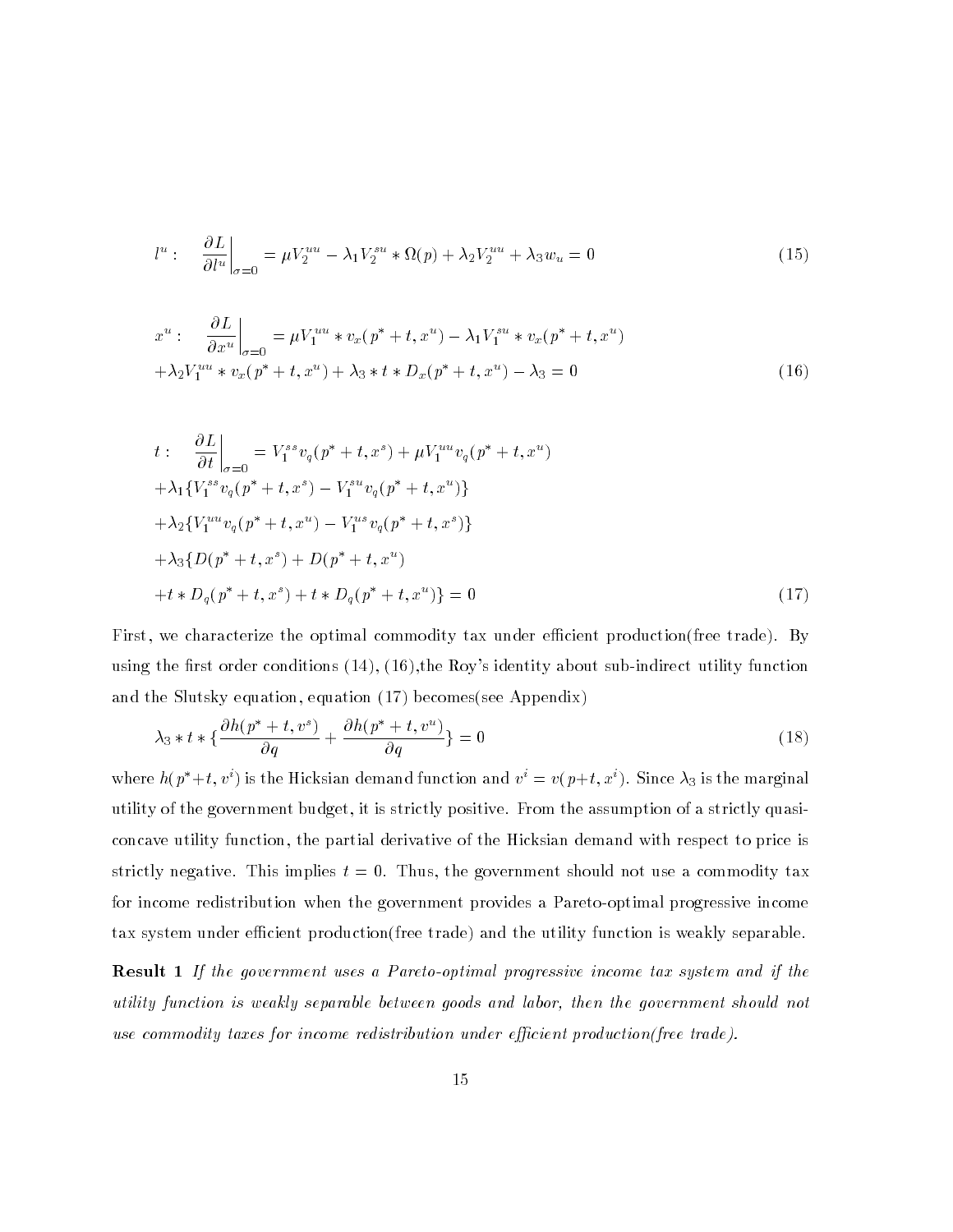$$l^u: \quad \left.\frac{\partial L}{\partial l^u}\right|_{\sigma=0} = \mu V_2^{uu} - \lambda_1 V_2^{su} * \Omega(p) + \lambda_2 V_2^{uu} + \lambda_3 w_u = 0 \tag{15}$$

$$x^u: \quad \left.\frac{\partial L}{\partial x^u}\right|_{\sigma=0} = \mu V_1^{uu} * v_x(p^* + t, x^u) - \lambda_1 V_1^{su} * v_x(p^* + t, x^u)$$
$$+\lambda_2 V_1^{uu} * v_x(p^* + t, x^u) + \lambda_3 * t * D_x(p^* + t, x^u) - \lambda_3 = 0 \tag{16}$$

$$t: \quad \left.\frac{\partial L}{\partial t}\right|_{\sigma=0} = V_1^{ss} v_q(p^* + t, x^s) + \mu V_1^{uu} v_q(p^* + t, x^u)$$
$$+\lambda_1 \{V_1^{ss} v_q(p^* + t, x^s) - V_1^{su} v_q(p^* + t, x^u)\}$$
$$+\lambda_2 \{V_1^{uu} v_q(p^* + t, x^u) - V_1^{us} v_q(p^* + t, x^s)\}$$
$$+\lambda_3 \{D(p^* + t, x^s) + D(p^* + t, x^u)$$
$$+t * D_q(p^* + t, x^s) + t * D_q(p^* + t, x^u)\} = 0 \tag{17}$$

First, we characterize the optimal commodity tax under efficient production(free trade). By using the first order conditions (14), (16),the Roy's identity about sub-indirect utility function and the Slutsky equation, equation (17) becomes(see Appendix)

$$\lambda_3 * t * \left\{\frac{\partial h(p^* + t, v^s)}{\partial q} + \frac{\partial h(p^* + t, v^u)}{\partial q}\right\} = 0 \tag{18}$$

where $h(p^*+t, v^i)$ is the Hicksian demand function and $v^i = v(p+t, x^i)$. Since $\lambda_3$ is the marginal utility of the government budget, it is strictly positive. From the assumption of a strictly quasi-concave utility function, the partial derivative of the Hicksian demand with respect to price is strictly negative. This implies $t = 0$. Thus, the government should not use a commodity tax for income redistribution when the government provides a Pareto-optimal progressive income tax system under efficient production(free trade) and the utility function is weakly separable.

**Result 1** *If the government uses a Pareto-optimal progressive income tax system and if the utility function is weakly separable between goods and labor, then the government should not use commodity taxes for income redistribution under efficient production(free trade).*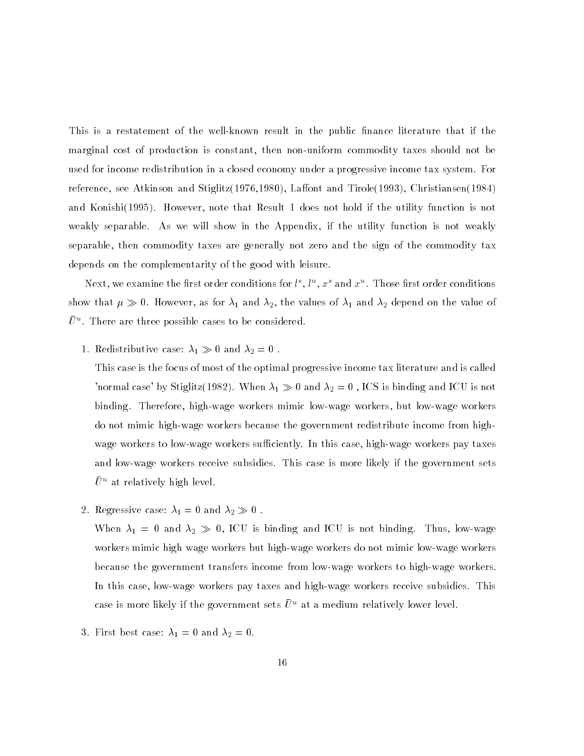This is a restatement of the well-known result in the public finance literature that if the marginal cost of production is constant, then non-uniform commodity taxes should not be used for income redistribution in a closed economy under a progressive income tax system. For reference, see Atkinson and Stiglitz(1976,1980), Laffont and Tirole(1993), Christiansen(1984) and Konishi(1995). However, note that Result 1 does not hold if the utility function is not weakly separable. As we will show in the Appendix, if the utility function is not weakly separable, then commodity taxes are generally not zero and the sign of the commodity tax depends on the complementarity of the good with leisure.

Next, we examine the first order conditions for $l^s$, $l^u$, $x^s$ and $x^u$. Those first order conditions show that $\mu \gg 0$. However, as for $\lambda_1$ and $\lambda_2$, the values of $\lambda_1$ and $\lambda_2$ depend on the value of $\bar{U}^u$. There are three possible cases to be considered.

1. Redistributive case: $\lambda_1 \gg 0$ and $\lambda_2 = 0$ .

   This case is the focus of most of the optimal progressive income tax literature and is called 'normal case' by Stiglitz(1982). When $\lambda_1 \gg 0$ and $\lambda_2 = 0$ , ICS is binding and ICU is not binding. Therefore, high-wage workers mimic low-wage workers, but low-wage workers do not mimic high-wage workers because the government redistribute income from high-wage workers to low-wage workers sufficiently. In this case, high-wage workers pay taxes and low-wage workers receive subsidies. This case is more likely if the government sets $\bar{U}^u$ at relatively high level.

2. Regressive case: $\lambda_1 = 0$ and $\lambda_2 \gg 0$ .

   When $\lambda_1 = 0$ and $\lambda_2 \gg 0$, ICU is binding and ICU is not binding. Thus, low-wage workers mimic high wage workers but high-wage workers do not mimic low-wage workers because the government transfers income from low-wage workers to high-wage workers. In this case, low-wage workers pay taxes and high-wage workers receive subsidies. This case is more likely if the government sets $\bar{U}^u$ at a medium relatively lower level.

3. First best case: $\lambda_1 = 0$ and $\lambda_2 = 0$.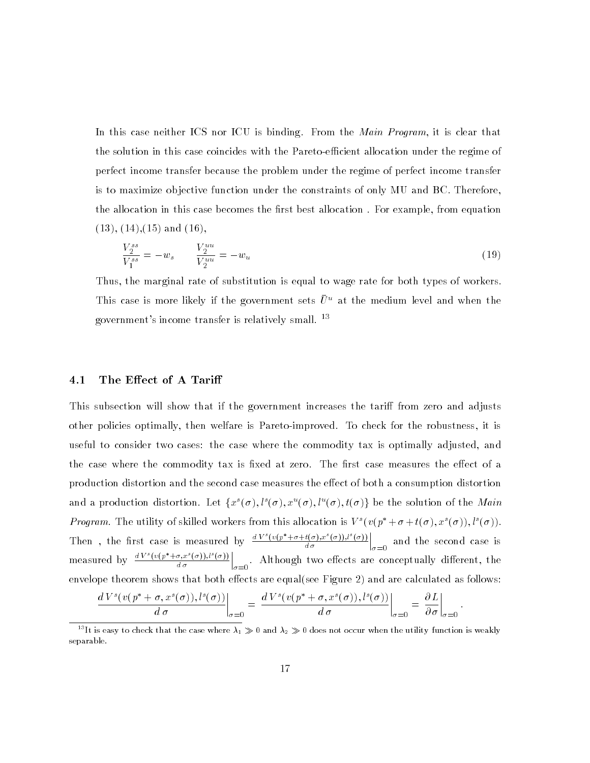In this case neither ICS nor ICU is binding. From the *Main Program*, it is clear that the solution in this case coincides with the Pareto-efficient allocation under the regime of perfect income transfer because the problem under the regime of perfect income transfer is to maximize objective function under the constraints of only MU and BC. Therefore, the allocation in this case becomes the first best allocation . For example, from equation (13), (14),(15) and (16),

$$\frac{V_2^{ss}}{V_1^{ss}} = -w_s \qquad \frac{V_2^{uu}}{V_2^{uu}} = -w_u \tag{19}$$

Thus, the marginal rate of substitution is equal to wage rate for both types of workers. This case is more likely if the government sets $\bar{U}^u$ at the medium level and when the government's income transfer is relatively small. [13]

## 4.1 The Effect of A Tariff

This subsection will show that if the government increases the tariff from zero and adjusts other policies optimally, then welfare is Pareto-improved. To check for the robustness, it is useful to consider two cases: the case where the commodity tax is optimally adjusted, and the case where the commodity tax is fixed at zero. The first case measures the effect of a production distortion and the second case measures the effect of both a consumption distortion and a production distortion. Let $\{x^s(\sigma), l^s(\sigma), x^u(\sigma), l^u(\sigma), t(\sigma)\}$ be the solution of the *Main Program*. The utility of skilled workers from this allocation is $V^s(v(p^* + \sigma + t(\sigma), x^s(\sigma)), l^s(\sigma))$. Then , the first case is measured by $\left.\frac{dV^s(v(p^*+\sigma+t(\sigma),x^s(\sigma)),l^s(\sigma))}{d\sigma}\right|_{\sigma=0}$ and the second case is measured by $\left.\frac{dV^s(v(p^*+\sigma,x^s(\sigma)),l^s(\sigma))}{d\sigma}\right|_{\sigma=0}$. Although two effects are conceptually different, the envelope theorem shows that both effects are equal(see Figure 2) and are calculated as follows:

$$\left.\frac{dV^s(v(p^* + \sigma, x^s(\sigma)), l^s(\sigma))}{d\sigma}\right|_{\sigma=0} = \left.\frac{dV^s(v(p^* + \sigma, x^s(\sigma)), l^s(\sigma))}{d\sigma}\right|_{\sigma=0} = \left.\frac{\partial L}{\partial \sigma}\right|_{\sigma=0}.$$

---

[13] It is easy to check that the case where $\lambda_1 \gg 0$ and $\lambda_2 \gg 0$ does not occur when the utility function is weakly separable.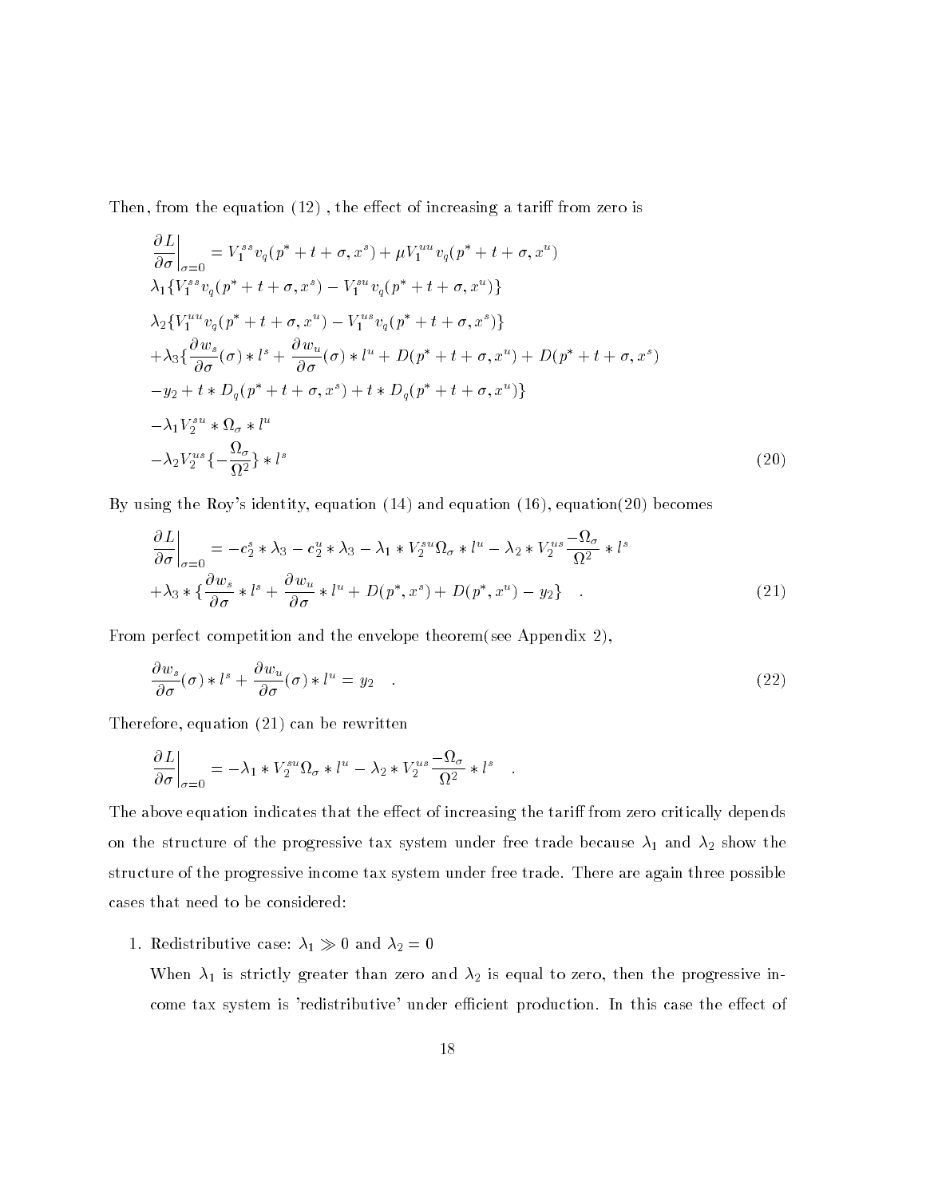Then, from the equation (12) , the effect of increasing a tariff from zero is

$$
\begin{aligned}
\left.\frac{\partial L}{\partial \sigma}\right|_{\sigma=0} &= V_1^{ss} v_q(p^* + t + \sigma, x^s) + \mu V_1^{uu} v_q(p^* + t + \sigma, x^u) \\
&\lambda_1 \{ V_1^{ss} v_q(p^* + t + \sigma, x^s) - V_1^{su} v_q(p^* + t + \sigma, x^u) \} \\
&\lambda_2 \{ V_1^{uu} v_q(p^* + t + \sigma, x^u) - V_1^{us} v_q(p^* + t + \sigma, x^s) \} \\
&+ \lambda_3 \{ \frac{\partial w_s}{\partial \sigma}(\sigma) * l^s + \frac{\partial w_u}{\partial \sigma}(\sigma) * l^u + D(p^* + t + \sigma, x^u) + D(p^* + t + \sigma, x^s) \\
&- y_2 + t * D_q(p^* + t + \sigma, x^s) + t * D_q(p^* + t + \sigma, x^u) \} \\
&- \lambda_1 V_2^{su} * \Omega_\sigma * l^u \\
&- \lambda_2 V_2^{us} \{ - \frac{\Omega_\sigma}{\Omega^2} \} * l^s
\end{aligned} \tag{20}
$$

By using the Roy's identity, equation (14) and equation (16), equation(20) becomes

$$
\begin{aligned}
\left.\frac{\partial L}{\partial \sigma}\right|_{\sigma=0} &= -c_2^s * \lambda_3 - c_2^u * \lambda_3 - \lambda_1 * V_2^{su} \Omega_\sigma * l^u - \lambda_2 * V_2^{us} \frac{-\Omega_\sigma}{\Omega^2} * l^s \\
&+ \lambda_3 * \{ \frac{\partial w_s}{\partial \sigma} * l^s + \frac{\partial w_u}{\partial \sigma} * l^u + D(p^*, x^s) + D(p^*, x^u) - y_2 \} \quad .
\end{aligned} \tag{21}
$$

From perfect competition and the envelope theorem(see Appendix 2),

$$
\frac{\partial w_s}{\partial \sigma}(\sigma) * l^s + \frac{\partial w_u}{\partial \sigma}(\sigma) * l^u = y_2 \quad . \tag{22}
$$

Therefore, equation (21) can be rewritten

$$
\left.\frac{\partial L}{\partial \sigma}\right|_{\sigma=0} = -\lambda_1 * V_2^{su} \Omega_\sigma * l^u - \lambda_2 * V_2^{us} \frac{-\Omega_\sigma}{\Omega^2} * l^s \quad .
$$

The above equation indicates that the effect of increasing the tariff from zero critically depends on the structure of the progressive tax system under free trade because $\lambda_1$ and $\lambda_2$ show the structure of the progressive income tax system under free trade. There are again three possible cases that need to be considered:

1. Redistributive case: $\lambda_1 \gg 0$ and $\lambda_2 = 0$

   When $\lambda_1$ is strictly greater than zero and $\lambda_2$ is equal to zero, then the progressive income tax system is 'redistributive' under efficient production. In this case the effect of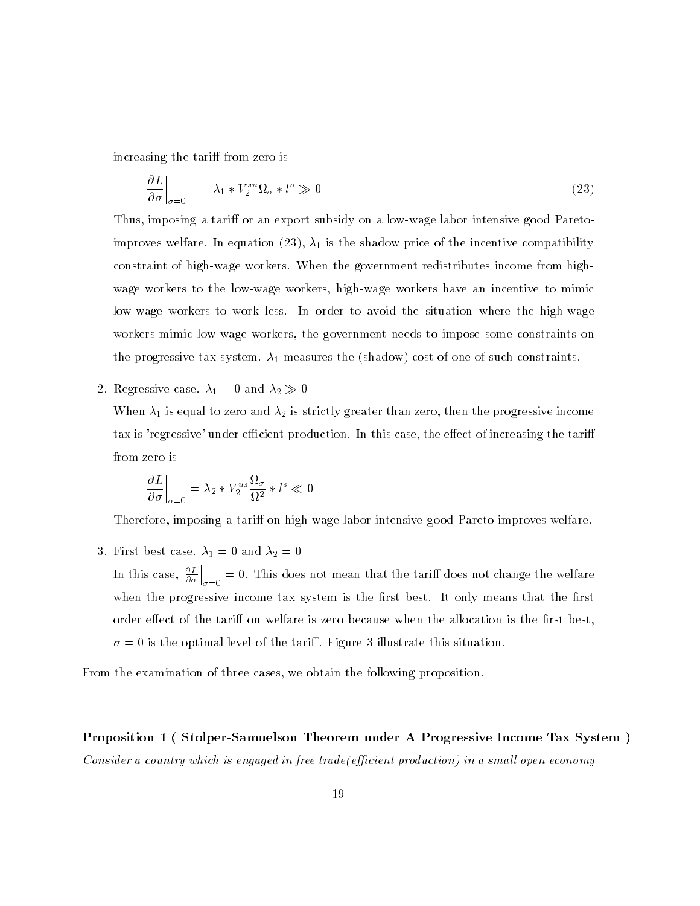increasing the tariff from zero is

$$\left.\frac{\partial L}{\partial \sigma}\right|_{\sigma=0} = -\lambda_1 * V_2^{su}\Omega_\sigma * l^u \gg 0 \tag{23}$$

Thus, imposing a tariff or an export subsidy on a low-wage labor intensive good Pareto-improves welfare. In equation (23), $\lambda_1$ is the shadow price of the incentive compatibility constraint of high-wage workers. When the government redistributes income from high-wage workers to the low-wage workers, high-wage workers have an incentive to mimic low-wage workers to work less. In order to avoid the situation where the high-wage workers mimic low-wage workers, the government needs to impose some constraints on the progressive tax system. $\lambda_1$ measures the (shadow) cost of one of such constraints.

2. Regressive case. $\lambda_1 = 0$ and $\lambda_2 \gg 0$

   When $\lambda_1$ is equal to zero and $\lambda_2$ is strictly greater than zero, then the progressive income tax is 'regressive' under efficient production. In this case, the effect of increasing the tariff from zero is

   $$\left.\frac{\partial L}{\partial \sigma}\right|_{\sigma=0} = \lambda_2 * V_2^{us}\frac{\Omega_\sigma}{\Omega^2} * l^s \ll 0$$

   Therefore, imposing a tariff on high-wage labor intensive good Pareto-improves welfare.

3. First best case. $\lambda_1 = 0$ and $\lambda_2 = 0$

   In this case, $\left.\frac{\partial L}{\partial \sigma}\right|_{\sigma=0} = 0$. This does not mean that the tariff does not change the welfare when the progressive income tax system is the first best. It only means that the first order effect of the tariff on welfare is zero because when the allocation is the first best, $\sigma = 0$ is the optimal level of the tariff. Figure 3 illustrate this situation.

From the examination of three cases, we obtain the following proposition.

**Proposition 1 ( Stolper-Samuelson Theorem under A Progressive Income Tax System )**
*Consider a country which is engaged in free trade(efficient production) in a small open economy*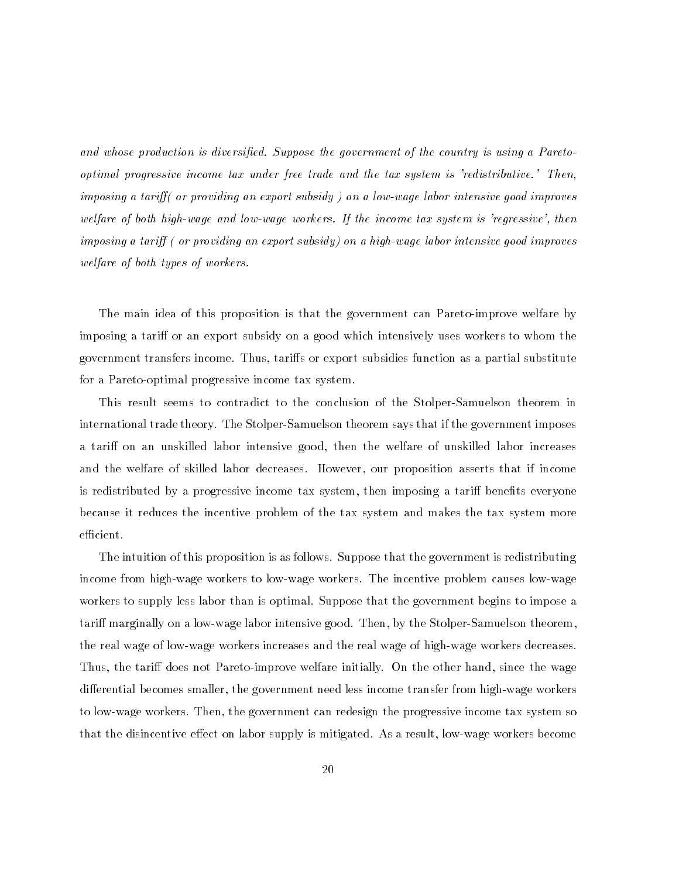*and whose production is diversified. Suppose the government of the country is using a Pareto-optimal progressive income tax under free trade and the tax system is 'redistributive.' Then, imposing a tariff( or providing an export subsidy ) on a low-wage labor intensive good improves welfare of both high-wage and low-wage workers. If the income tax system is 'regressive', then imposing a tariff ( or providing an export subsidy) on a high-wage labor intensive good improves welfare of both types of workers.*

The main idea of this proposition is that the government can Pareto-improve welfare by imposing a tariff or an export subsidy on a good which intensively uses workers to whom the government transfers income. Thus, tariffs or export subsidies function as a partial substitute for a Pareto-optimal progressive income tax system.

This result seems to contradict to the conclusion of the Stolper-Samuelson theorem in international trade theory. The Stolper-Samuelson theorem says that if the government imposes a tariff on an unskilled labor intensive good, then the welfare of unskilled labor increases and the welfare of skilled labor decreases. However, our proposition asserts that if income is redistributed by a progressive income tax system, then imposing a tariff benefits everyone because it reduces the incentive problem of the tax system and makes the tax system more efficient.

The intuition of this proposition is as follows. Suppose that the government is redistributing income from high-wage workers to low-wage workers. The incentive problem causes low-wage workers to supply less labor than is optimal. Suppose that the government begins to impose a tariff marginally on a low-wage labor intensive good. Then, by the Stolper-Samuelson theorem, the real wage of low-wage workers increases and the real wage of high-wage workers decreases. Thus, the tariff does not Pareto-improve welfare initially. On the other hand, since the wage differential becomes smaller, the government need less income transfer from high-wage workers to low-wage workers. Then, the government can redesign the progressive income tax system so that the disincentive effect on labor supply is mitigated. As a result, low-wage workers become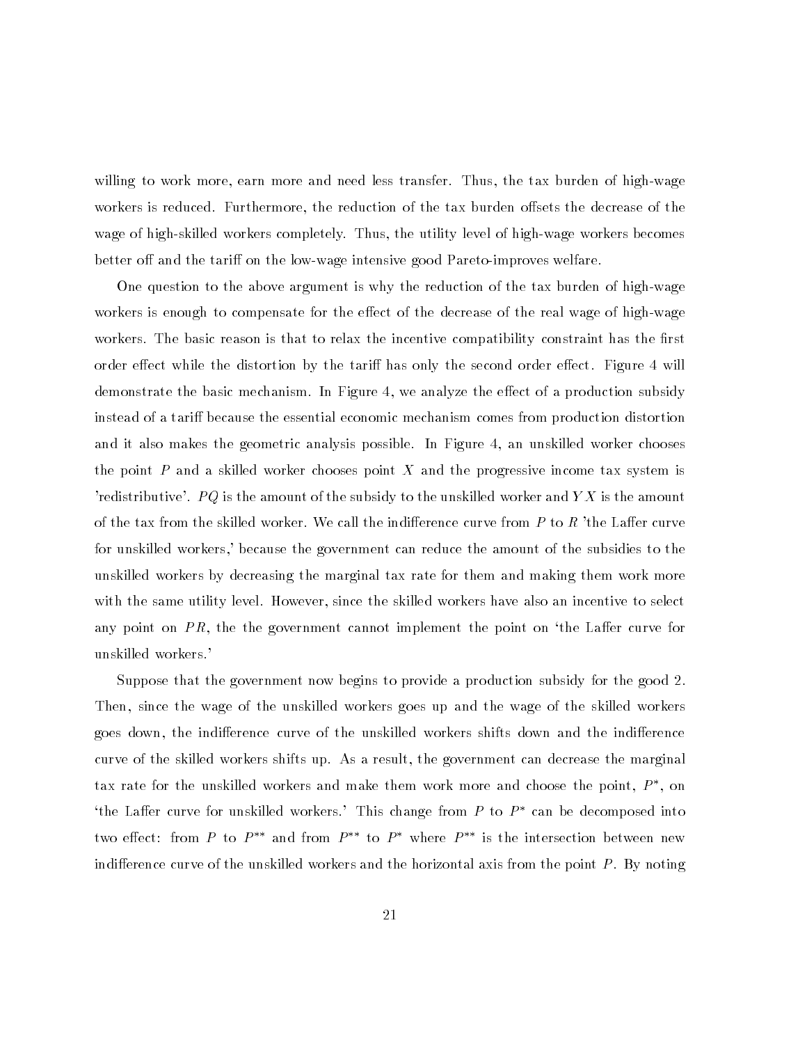willing to work more, earn more and need less transfer. Thus, the tax burden of high-wage workers is reduced. Furthermore, the reduction of the tax burden offsets the decrease of the wage of high-skilled workers completely. Thus, the utility level of high-wage workers becomes better off and the tariff on the low-wage intensive good Pareto-improves welfare.

One question to the above argument is why the reduction of the tax burden of high-wage workers is enough to compensate for the effect of the decrease of the real wage of high-wage workers. The basic reason is that to relax the incentive compatibility constraint has the first order effect while the distortion by the tariff has only the second order effect. Figure 4 will demonstrate the basic mechanism. In Figure 4, we analyze the effect of a production subsidy instead of a tariff because the essential economic mechanism comes from production distortion and it also makes the geometric analysis possible. In Figure 4, an unskilled worker chooses the point $P$ and a skilled worker chooses point $X$ and the progressive income tax system is 'redistributive'. $PQ$ is the amount of the subsidy to the unskilled worker and $YX$ is the amount of the tax from the skilled worker. We call the indifference curve from $P$ to $R$ 'the Laffer curve for unskilled workers,' because the government can reduce the amount of the subsidies to the unskilled workers by decreasing the marginal tax rate for them and making them work more with the same utility level. However, since the skilled workers have also an incentive to select any point on $PR$, the the government cannot implement the point on 'the Laffer curve for unskilled workers.'

Suppose that the government now begins to provide a production subsidy for the good 2. Then, since the wage of the unskilled workers goes up and the wage of the skilled workers goes down, the indifference curve of the unskilled workers shifts down and the indifference curve of the skilled workers shifts up. As a result, the government can decrease the marginal tax rate for the unskilled workers and make them work more and choose the point, $P^{*}$, on 'the Laffer curve for unskilled workers.' This change from $P$ to $P^{*}$ can be decomposed into two effect: from $P$ to $P^{**}$ and from $P^{**}$ to $P^{*}$ where $P^{**}$ is the intersection between new indifference curve of the unskilled workers and the horizontal axis from the point $P$. By noting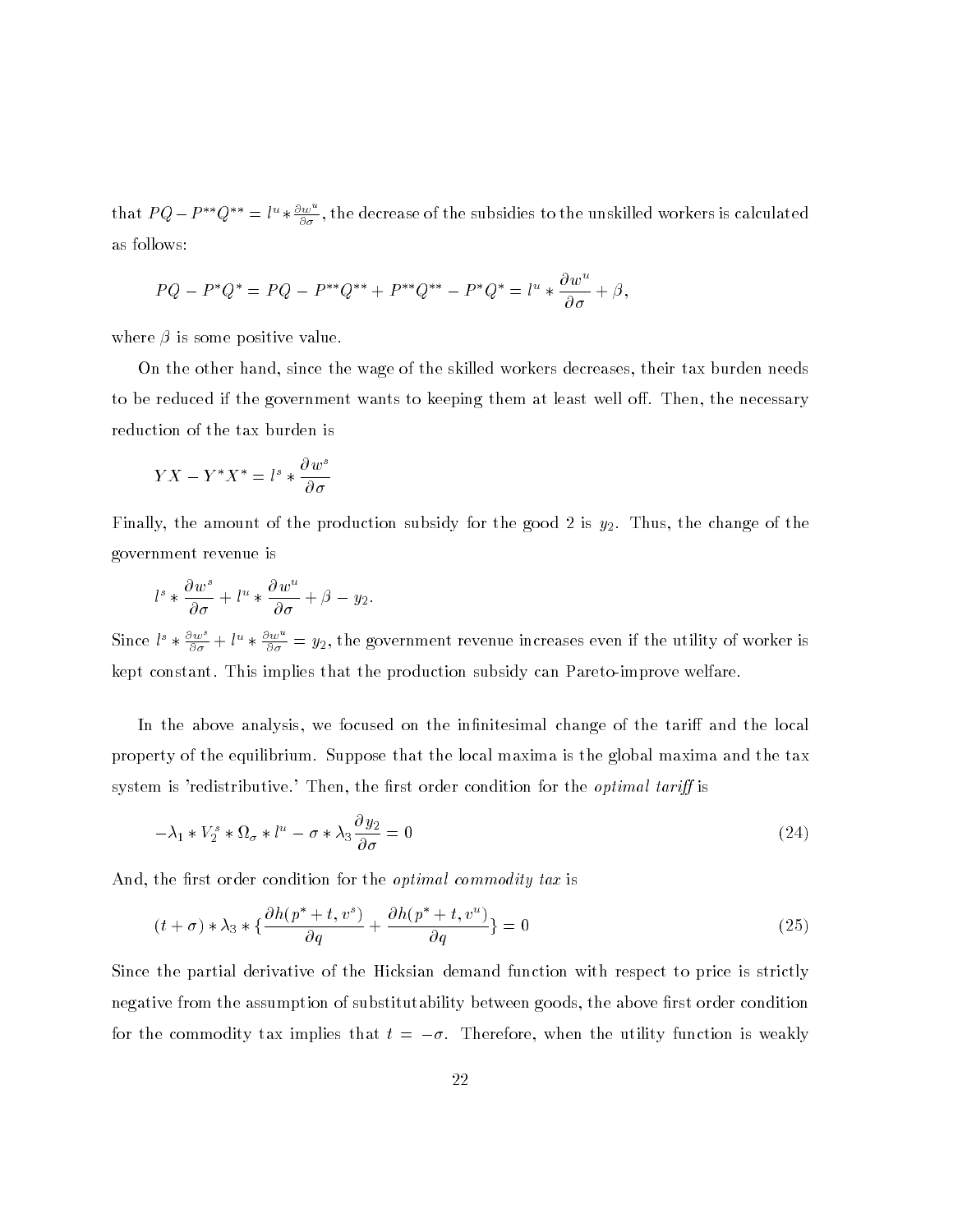that $PQ - P^{**}Q^{**} = l^u * \frac{\partial w^u}{\partial \sigma}$, the decrease of the subsidies to the unskilled workers is calculated as follows:

$$PQ - P^*Q^* = PQ - P^{**}Q^{**} + P^{**}Q^{**} - P^*Q^* = l^u * \frac{\partial w^u}{\partial \sigma} + \beta,$$

where $\beta$ is some positive value.

On the other hand, since the wage of the skilled workers decreases, their tax burden needs to be reduced if the government wants to keeping them at least well off. Then, the necessary reduction of the tax burden is

$$YX - Y^*X^* = l^s * \frac{\partial w^s}{\partial \sigma}$$

Finally, the amount of the production subsidy for the good 2 is $y_2$. Thus, the change of the government revenue is

$$l^s * \frac{\partial w^s}{\partial \sigma} + l^u * \frac{\partial w^u}{\partial \sigma} + \beta - y_2.$$

Since $l^s * \frac{\partial w^s}{\partial \sigma} + l^u * \frac{\partial w^u}{\partial \sigma} = y_2$, the government revenue increases even if the utility of worker is kept constant. This implies that the production subsidy can Pareto-improve welfare.

In the above analysis, we focused on the infinitesimal change of the tariff and the local property of the equilibrium. Suppose that the local maxima is the global maxima and the tax system is 'redistributive.' Then, the first order condition for the *optimal tariff* is

$$-\lambda_1 * V_2^s * \Omega_\sigma * l^u - \sigma * \lambda_3 \frac{\partial y_2}{\partial \sigma} = 0 \tag{24}$$

And, the first order condition for the *optimal commodity tax* is

$$(t + \sigma) * \lambda_3 * \{\frac{\partial h(p^* + t, v^s)}{\partial q} + \frac{\partial h(p^* + t, v^u)}{\partial q}\} = 0 \tag{25}$$

Since the partial derivative of the Hicksian demand function with respect to price is strictly negative from the assumption of substitutability between goods, the above first order condition for the commodity tax implies that $t = -\sigma$. Therefore, when the utility function is weakly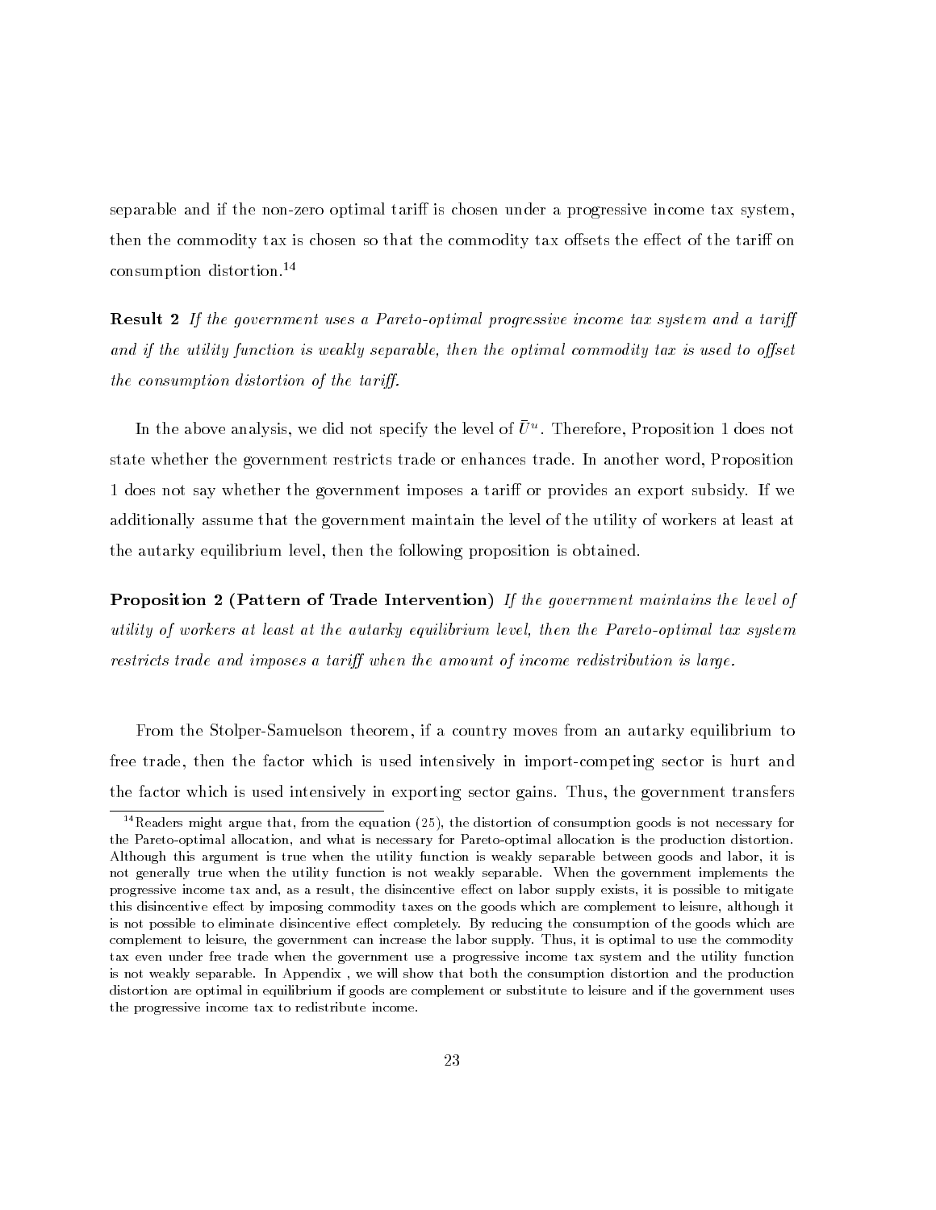separable and if the non-zero optimal tariff is chosen under a progressive income tax system, then the commodity tax is chosen so that the commodity tax offsets the effect of the tariff on consumption distortion.[14]

**Result 2** *If the government uses a Pareto-optimal progressive income tax system and a tariff and if the utility function is weakly separable, then the optimal commodity tax is used to offset the consumption distortion of the tariff.*

In the above analysis, we did not specify the level of $\bar{U}^u$. Therefore, Proposition 1 does not state whether the government restricts trade or enhances trade. In another word, Proposition 1 does not say whether the government imposes a tariff or provides an export subsidy. If we additionally assume that the government maintain the level of the utility of workers at least at the autarky equilibrium level, then the following proposition is obtained.

**Proposition 2 (Pattern of Trade Intervention)** *If the government maintains the level of utility of workers at least at the autarky equilibrium level, then the Pareto-optimal tax system restricts trade and imposes a tariff when the amount of income redistribution is large.*

From the Stolper-Samuelson theorem, if a country moves from an autarky equilibrium to free trade, then the factor which is used intensively in import-competing sector is hurt and the factor which is used intensively in exporting sector gains. Thus, the government transfers

[14] Readers might argue that, from the equation (25), the distortion of consumption goods is not necessary for the Pareto-optimal allocation, and what is necessary for Pareto-optimal allocation is the production distortion. Although this argument is true when the utility function is weakly separable between goods and labor, it is not generally true when the utility function is not weakly separable. When the government implements the progressive income tax and, as a result, the disincentive effect on labor supply exists, it is possible to mitigate this disincentive effect by imposing commodity taxes on the goods which are complement to leisure, although it is not possible to eliminate disincentive effect completely. By reducing the consumption of the goods which are complement to leisure, the government can increase the labor supply. Thus, it is optimal to use the commodity tax even under free trade when the government use a progressive income tax system and the utility function is not weakly separable. In Appendix , we will show that both the consumption distortion and the production distortion are optimal in equilibrium if goods are complement or substitute to leisure and if the government uses the progressive income tax to redistribute income.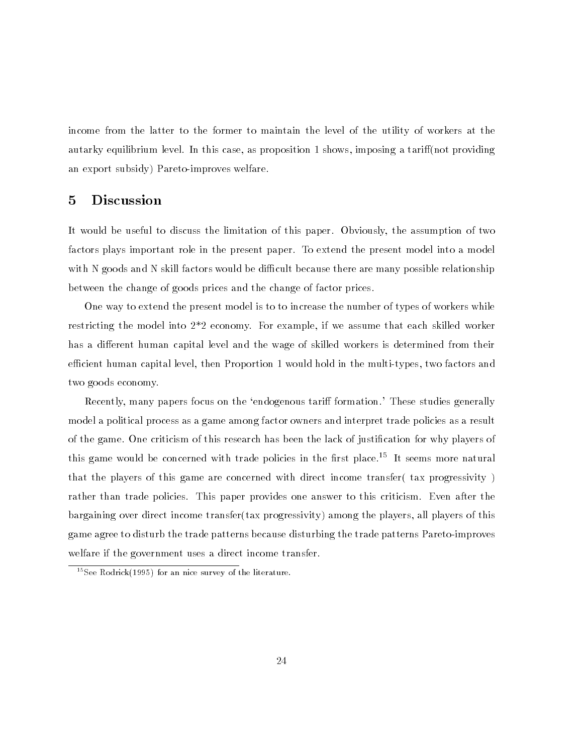income from the latter to the former to maintain the level of the utility of workers at the autarky equilibrium level. In this case, as proposition 1 shows, imposing a tariff(not providing an export subsidy) Pareto-improves welfare.

# 5 Discussion

It would be useful to discuss the limitation of this paper. Obviously, the assumption of two factors plays important role in the present paper. To extend the present model into a model with N goods and N skill factors would be difficult because there are many possible relationship between the change of goods prices and the change of factor prices.

One way to extend the present model is to to increase the number of types of workers while restricting the model into 2*2 economy. For example, if we assume that each skilled worker has a different human capital level and the wage of skilled workers is determined from their efficient human capital level, then Proportion 1 would hold in the multi-types, two factors and two goods economy.

Recently, many papers focus on the 'endogenous tariff formation.' These studies generally model a political process as a game among factor owners and interpret trade policies as a result of the game. One criticism of this research has been the lack of justification for why players of this game would be concerned with trade policies in the first place.[15] It seems more natural that the players of this game are concerned with direct income transfer( tax progressivity ) rather than trade policies. This paper provides one answer to this criticism. Even after the bargaining over direct income transfer(tax progressivity) among the players, all players of this game agree to disturb the trade patterns because disturbing the trade patterns Pareto-improves welfare if the government uses a direct income transfer.

[15] See Rodrick(1995) for an nice survey of the literature.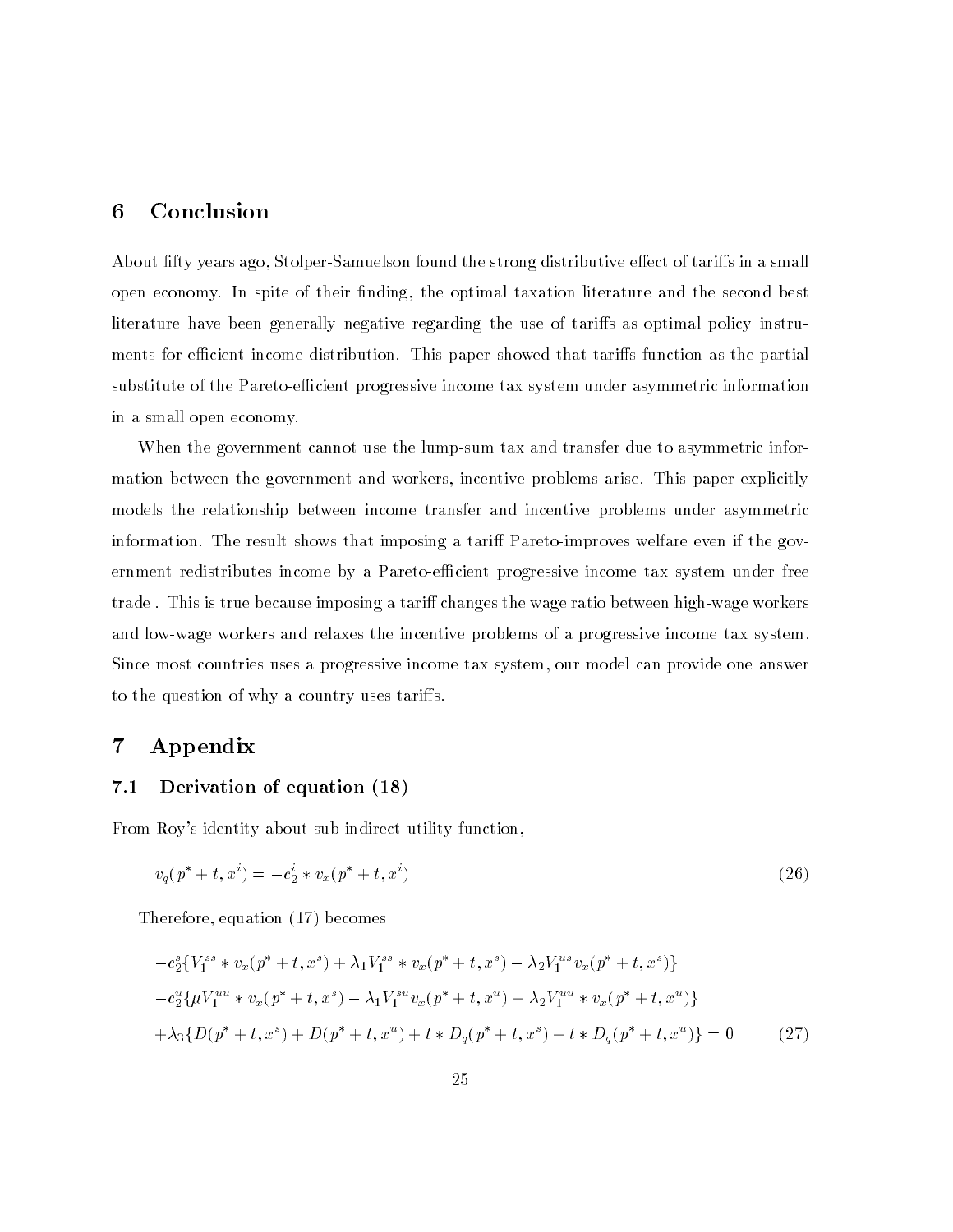## 6 Conclusion

About fifty years ago, Stolper-Samuelson found the strong distributive effect of tariffs in a small open economy. In spite of their finding, the optimal taxation literature and the second best literature have been generally negative regarding the use of tariffs as optimal policy instruments for efficient income distribution. This paper showed that tariffs function as the partial substitute of the Pareto-efficient progressive income tax system under asymmetric information in a small open economy.

When the government cannot use the lump-sum tax and transfer due to asymmetric information between the government and workers, incentive problems arise. This paper explicitly models the relationship between income transfer and incentive problems under asymmetric information. The result shows that imposing a tariff Pareto-improves welfare even if the government redistributes income by a Pareto-efficient progressive income tax system under free trade . This is true because imposing a tariff changes the wage ratio between high-wage workers and low-wage workers and relaxes the incentive problems of a progressive income tax system. Since most countries uses a progressive income tax system, our model can provide one answer to the question of why a country uses tariffs.

## 7 Appendix

### 7.1 Derivation of equation (18)

From Roy's identity about sub-indirect utility function,

$$v_q(p^* + t, x^i) = -c_2^i * v_x(p^* + t, x^i) \tag{26}$$

Therefore, equation (17) becomes

$$\begin{aligned}
&-c_2^s\{V_1^{ss} * v_x(p^* + t, x^s) + \lambda_1 V_1^{ss} * v_x(p^* + t, x^s) - \lambda_2 V_1^{us} v_x(p^* + t, x^s)\} \\
&-c_2^u\{\mu V_1^{uu} * v_x(p^* + t, x^s) - \lambda_1 V_1^{su} v_x(p^* + t, x^u) + \lambda_2 V_1^{uu} * v_x(p^* + t, x^u)\} \\
&+\lambda_3\{D(p^* + t, x^s) + D(p^* + t, x^u) + t * D_q(p^* + t, x^s) + t * D_q(p^* + t, x^u)\} = 0
\end{aligned} \tag{27}$$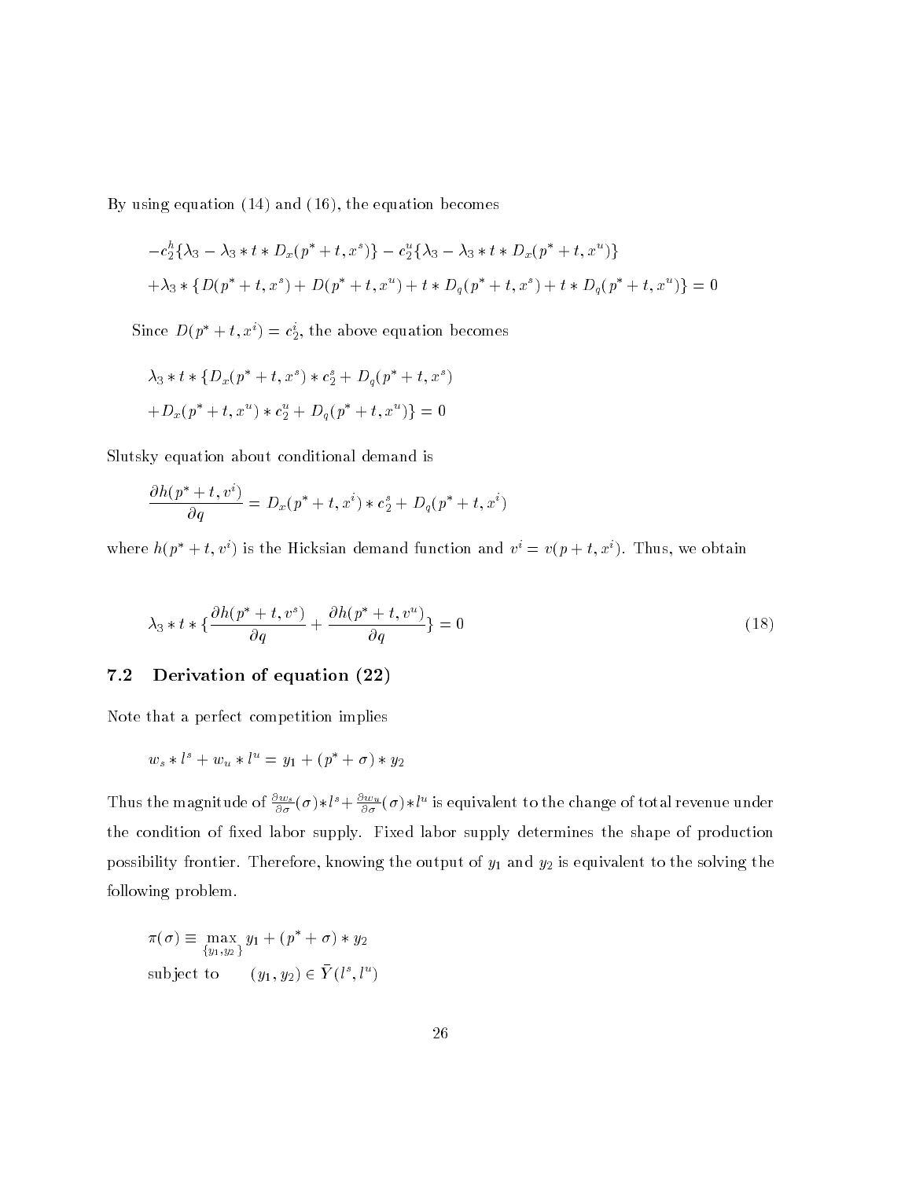By using equation (14) and (16), the equation becomes

$$
\begin{aligned}
&-c_2^h\{\lambda_3 - \lambda_3 * t * D_x(p^* + t, x^s)\} - c_2^u\{\lambda_3 - \lambda_3 * t * D_x(p^* + t, x^u)\} \\
&+\lambda_3 * \{D(p^* + t, x^s) + D(p^* + t, x^u) + t * D_q(p^* + t, x^s) + t * D_q(p^* + t, x^u)\} = 0
\end{aligned}
$$

Since $D(p^* + t, x^i) = c_2^i$, the above equation becomes

$$
\begin{aligned}
&\lambda_3 * t * \{D_x(p^* + t, x^s) * c_2^s + D_q(p^* + t, x^s) \\
&+ D_x(p^* + t, x^u) * c_2^u + D_q(p^* + t, x^u)\} = 0
\end{aligned}
$$

Slutsky equation about conditional demand is

$$
\frac{\partial h(p^* + t, v^i)}{\partial q} = D_x(p^* + t, x^i) * c_2^s + D_q(p^* + t, x^i)
$$

where $h(p^* + t, v^i)$ is the Hicksian demand function and $v^i = v(p + t, x^i)$. Thus, we obtain

$$
\lambda_3 * t * \{\frac{\partial h(p^* + t, v^s)}{\partial q} + \frac{\partial h(p^* + t, v^u)}{\partial q}\} = 0 \tag{18}
$$

## 7.2 Derivation of equation (22)

Note that a perfect competition implies

$$
w_s * l^s + w_u * l^u = y_1 + (p^* + \sigma) * y_2
$$

Thus the magnitude of $\frac{\partial w_s}{\partial \sigma}(\sigma) * l^s + \frac{\partial w_u}{\partial \sigma}(\sigma) * l^u$ is equivalent to the change of total revenue under the condition of fixed labor supply. Fixed labor supply determines the shape of production possibility frontier. Therefore, knowing the output of $y_1$ and $y_2$ is equivalent to the solving the following problem.

$$
\begin{aligned}
\pi(\sigma) \equiv & \max_{\{y_1, y_2\}} y_1 + (p^* + \sigma) * y_2 \\
\text{subject to} \quad & (y_1, y_2) \in \bar{Y}(l^s, l^u)
\end{aligned}
$$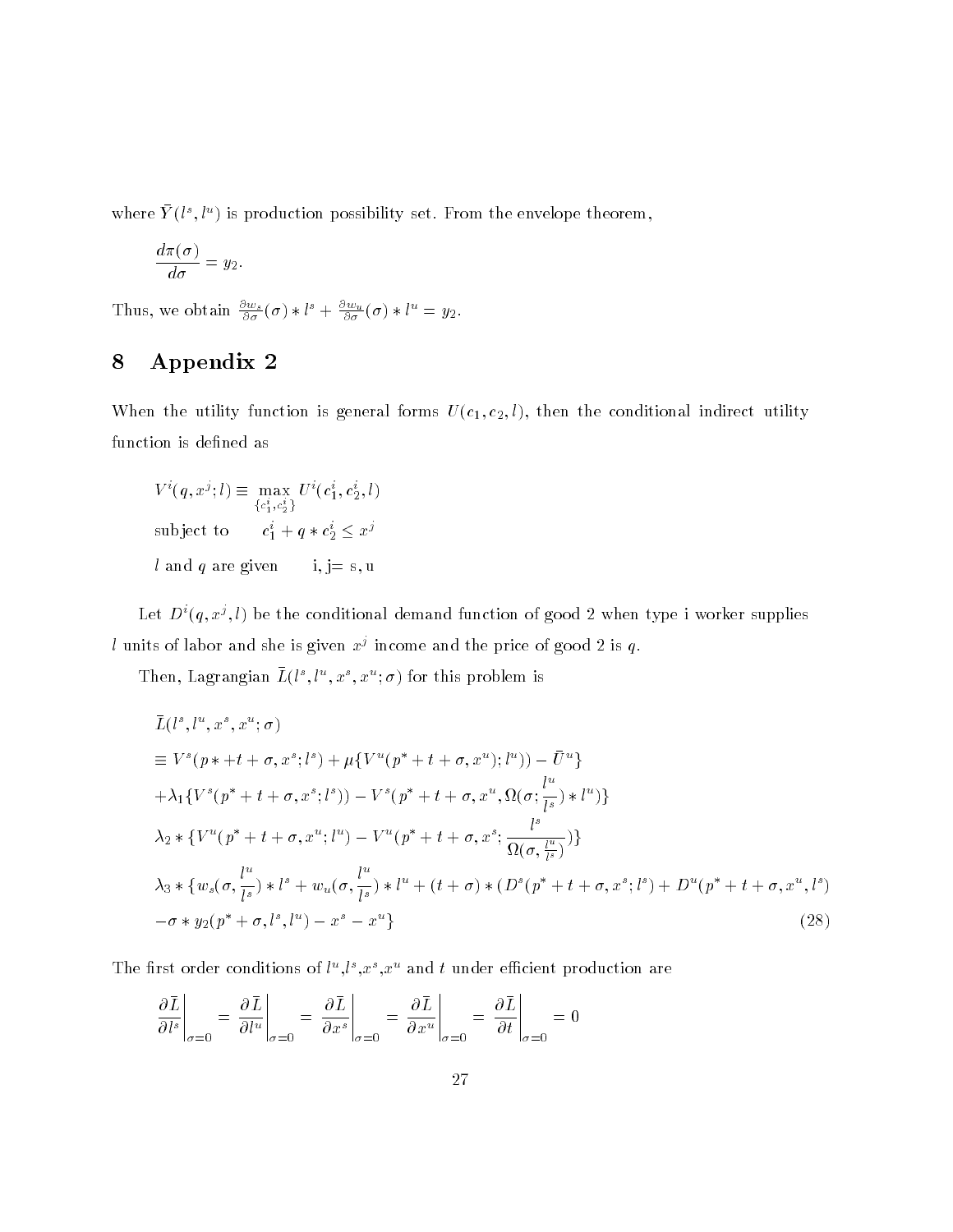where $\bar{Y}(l^s, l^u)$ is production possibility set. From the envelope theorem,

$$\frac{d\pi(\sigma)}{d\sigma} = y_2.$$

Thus, we obtain $\frac{\partial w_s}{\partial \sigma}(\sigma) * l^s + \frac{\partial w_u}{\partial \sigma}(\sigma) * l^u = y_2$.

# 8 Appendix 2

When the utility function is general forms $U(c_1, c_2, l)$, then the conditional indirect utility function is defined as

$$\begin{aligned}
& V^i(q, x^j; l) \equiv \max_{\{c_1^i, c_2^i\}} U^i(c_1^i, c_2^i, l) \\
& \text{subject to} \qquad c_1^i + q * c_2^i \leq x^j \\
& l \text{ and } q \text{ are given} \qquad \text{i, j= s, u}
\end{aligned}$$

Let $D^i(q, x^j, l)$ be the conditional demand function of good 2 when type i worker supplies $l$ units of labor and she is given $x^j$ income and the price of good 2 is $q$.

Then, Lagrangian $\bar{L}(l^s, l^u, x^s, x^u; \sigma)$ for this problem is

$$\begin{aligned}
& \bar{L}(l^s, l^u, x^s, x^u; \sigma) \\
& \equiv V^s(p * + t + \sigma, x^s; l^s) + \mu\{V^u(p^* + t + \sigma, x^u); l^u)) - \bar{U}^u\} \\
& + \lambda_1\{V^s(p^* + t + \sigma, x^s; l^s)) - V^s(p^* + t + \sigma, x^u, \Omega(\sigma; \frac{l^u}{l^s}) * l^u)\} \\
& \lambda_2 * \{V^u(p^* + t + \sigma, x^u; l^u) - V^u(p^* + t + \sigma, x^s; \frac{l^s}{\Omega(\sigma, \frac{l^u}{l^s})})\} \\
& \lambda_3 * \{w_s(\sigma, \frac{l^u}{l^s}) * l^s + w_u(\sigma, \frac{l^u}{l^s}) * l^u + (t + \sigma) * (D^s(p^* + t + \sigma, x^s; l^s) + D^u(p^* + t + \sigma, x^u, l^s) \\
& - \sigma * y_2(p^* + \sigma, l^s, l^u) - x^s - x^u\} \qquad (28)
\end{aligned}$$

The first order conditions of $l^u$,$l^s$,$x^s$,$x^u$ and $t$ under efficient production are

$$\left.\frac{\partial \bar{L}}{\partial l^s}\right|_{\sigma=0} = \left.\frac{\partial \bar{L}}{\partial l^u}\right|_{\sigma=0} = \left.\frac{\partial \bar{L}}{\partial x^s}\right|_{\sigma=0} = \left.\frac{\partial \bar{L}}{\partial x^u}\right|_{\sigma=0} = \left.\frac{\partial \bar{L}}{\partial t}\right|_{\sigma=0} = 0$$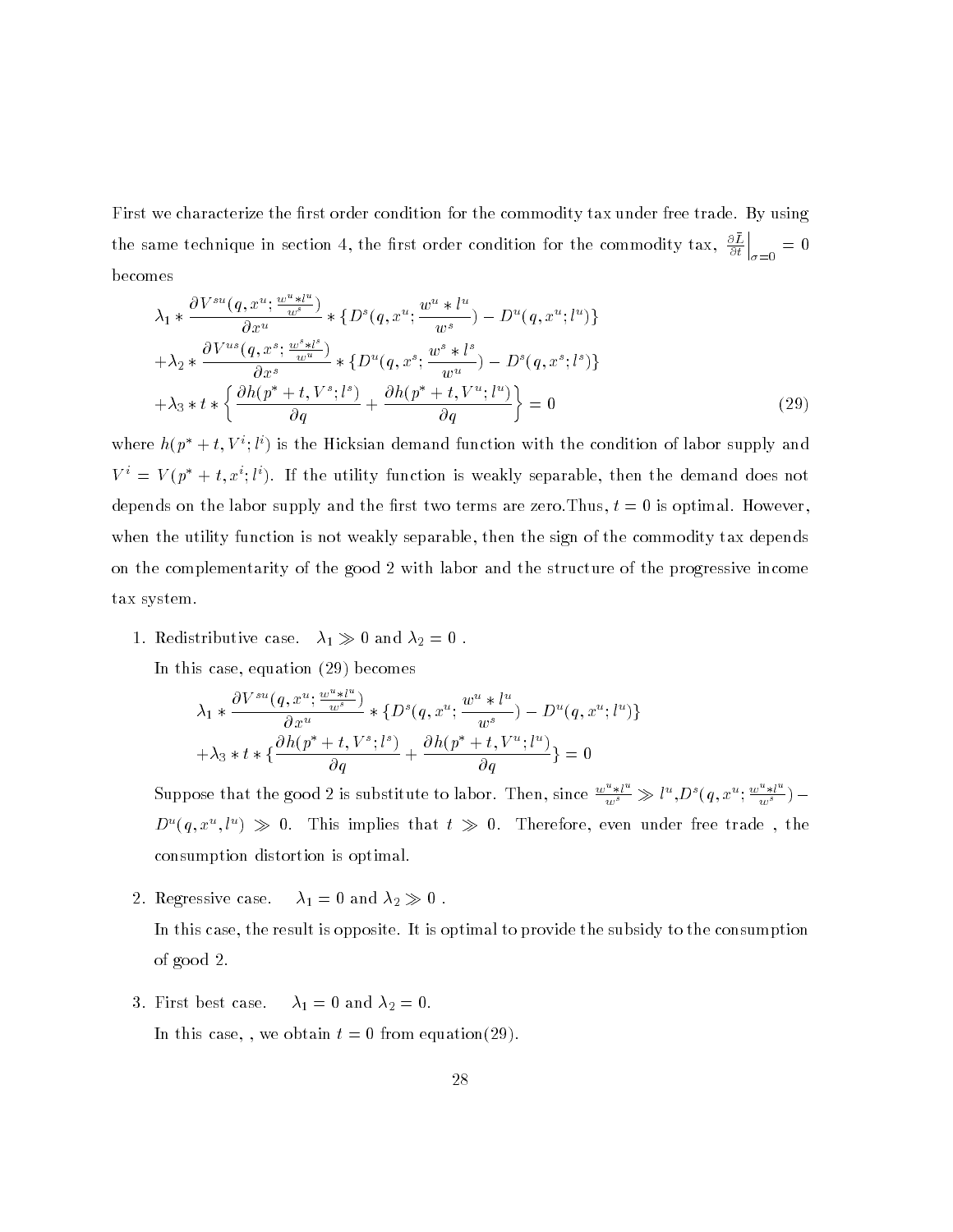First we characterize the first order condition for the commodity tax under free trade. By using the same technique in section 4, the first order condition for the commodity tax, $\frac{\partial \bar{L}}{\partial t}\Big|_{\sigma=0} = 0$ becomes

$$
\begin{aligned}
&\lambda_1 * \frac{\partial V^{su}(q, x^u; \frac{w^u * l^u}{w^s})}{\partial x^u} * \{D^s(q, x^u; \frac{w^u * l^u}{w^s}) - D^u(q, x^u; l^u)\} \\
&+\lambda_2 * \frac{\partial V^{us}(q, x^s; \frac{w^s * l^s}{w^u})}{\partial x^s} * \{D^u(q, x^s; \frac{w^s * l^s}{w^u}) - D^s(q, x^s; l^s)\} \\
&+\lambda_3 * t * \left\{ \frac{\partial h(p^* + t, V^s; l^s)}{\partial q} + \frac{\partial h(p^* + t, V^u; l^u)}{\partial q} \right\} = 0 \qquad (29)
\end{aligned}
$$

where $h(p^* + t, V^i; l^i)$ is the Hicksian demand function with the condition of labor supply and $V^i = V(p^* + t, x^i; l^i)$. If the utility function is weakly separable, then the demand does not depends on the labor supply and the first two terms are zero.Thus, $t = 0$ is optimal. However, when the utility function is not weakly separable, then the sign of the commodity tax depends on the complementarity of the good 2 with labor and the structure of the progressive income tax system.

1. Redistributive case. $\lambda_1 \gg 0$ and $\lambda_2 = 0$ .

   In this case, equation (29) becomes

$$
\begin{aligned}
&\lambda_1 * \frac{\partial V^{su}(q, x^u; \frac{w^u * l^u}{w^s})}{\partial x^u} * \{D^s(q, x^u; \frac{w^u * l^u}{w^s}) - D^u(q, x^u; l^u)\} \\
&+\lambda_3 * t * \{\frac{\partial h(p^* + t, V^s; l^s)}{\partial q} + \frac{\partial h(p^* + t, V^u; l^u)}{\partial q}\} = 0
\end{aligned}
$$

   Suppose that the good 2 is substitute to labor. Then, since $\frac{w^u * l^u}{w^s} \gg l^u$,$D^s(q, x^u; \frac{w^u * l^u}{w^s}) - D^u(q, x^u, l^u) \gg 0$. This implies that $t \gg 0$. Therefore, even under free trade , the consumption distortion is optimal.

2. Regressive case. $\lambda_1 = 0$ and $\lambda_2 \gg 0$ .

   In this case, the result is opposite. It is optimal to provide the subsidy to the consumption of good 2.

3. First best case. $\lambda_1 = 0$ and $\lambda_2 = 0$.

   In this case, , we obtain $t = 0$ from equation(29).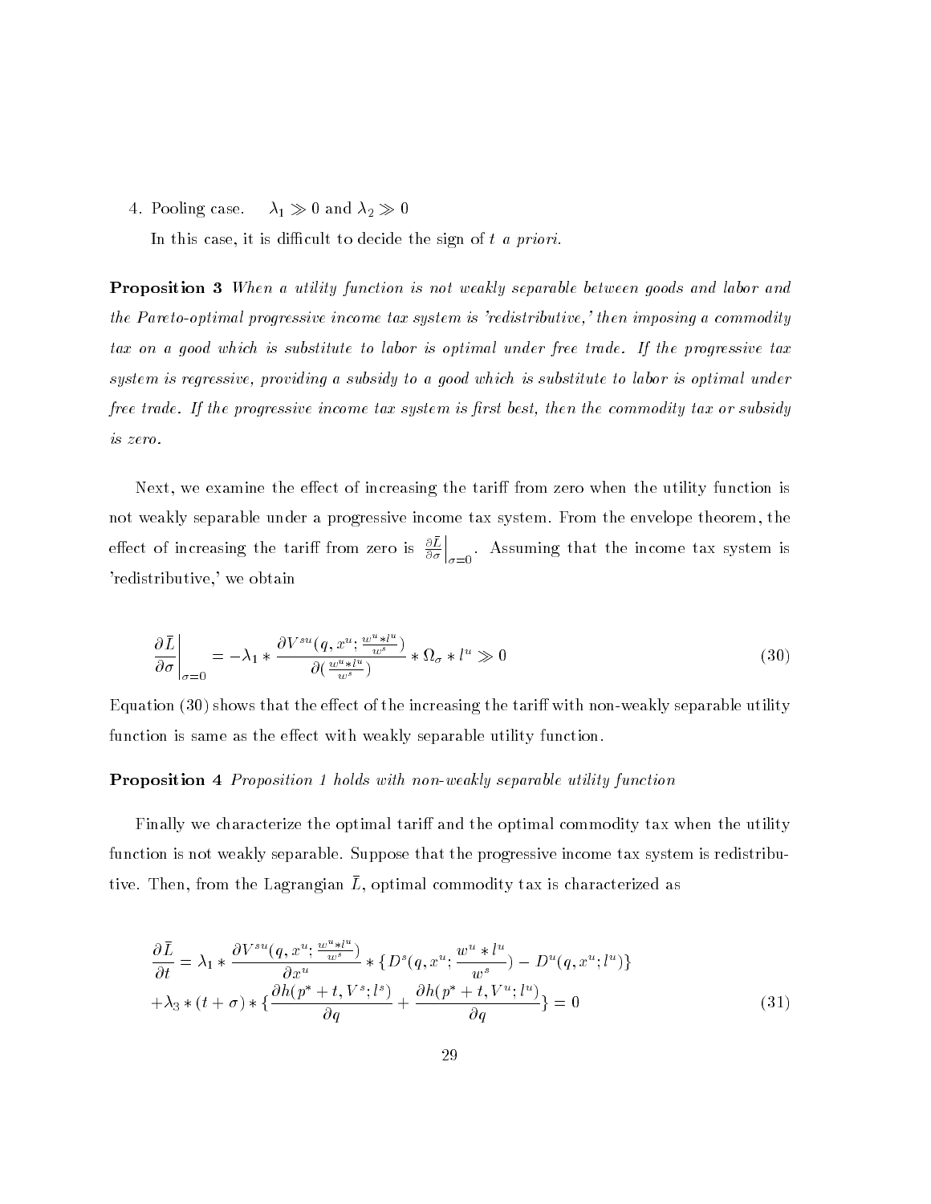4. Pooling case. $\lambda_1 \gg 0$ and $\lambda_2 \gg 0$

   In this case, it is difficult to decide the sign of $t$ *a priori*.

**Proposition 3** *When a utility function is not weakly separable between goods and labor and the Pareto-optimal progressive income tax system is 'redistributive,' then imposing a commodity tax on a good which is substitute to labor is optimal under free trade. If the progressive tax system is regressive, providing a subsidy to a good which is substitute to labor is optimal under free trade. If the progressive income tax system is first best, then the commodity tax or subsidy is zero.*

Next, we examine the effect of increasing the tariff from zero when the utility function is not weakly separable under a progressive income tax system. From the envelope theorem, the effect of increasing the tariff from zero is $\left.\frac{\partial \bar{L}}{\partial \sigma}\right|_{\sigma=0}$. Assuming that the income tax system is 'redistributive,' we obtain

$$\left.\frac{\partial \bar{L}}{\partial \sigma}\right|_{\sigma=0} = -\lambda_1 * \frac{\partial V^{su}(q, x^u; \frac{w^u * l^u}{w^s})}{\partial(\frac{w^u * l^u}{w^s})} * \Omega_\sigma * l^u \gg 0 \tag{30}$$

Equation (30) shows that the effect of the increasing the tariff with non-weakly separable utility function is same as the effect with weakly separable utility function.

**Proposition 4** *Proposition 1 holds with non-weakly separable utility function*

Finally we characterize the optimal tariff and the optimal commodity tax when the utility function is not weakly separable. Suppose that the progressive income tax system is redistributive. Then, from the Lagrangian $\bar{L}$, optimal commodity tax is characterized as

$$\begin{aligned}
\frac{\partial \bar{L}}{\partial t} &= \lambda_1 * \frac{\partial V^{su}(q, x^u; \frac{w^u * l^u}{w^s})}{\partial x^u} * \{D^s(q, x^u; \frac{w^u * l^u}{w^s}) - D^u(q, x^u; l^u)\} \\
&+ \lambda_3 * (t + \sigma) * \{\frac{\partial h(p^* + t, V^s; l^s)}{\partial q} + \frac{\partial h(p^* + t, V^u; l^u)}{\partial q}\} = 0
\end{aligned} \tag{31}$$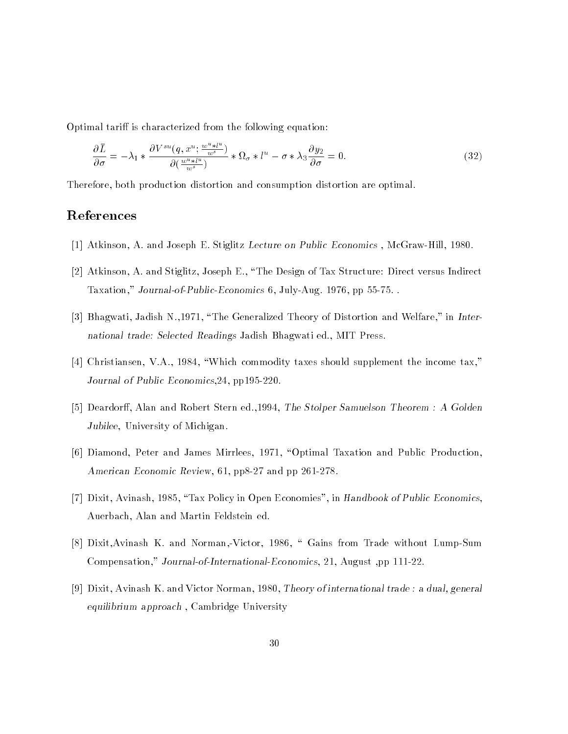Optimal tariff is characterized from the following equation:

$$\frac{\partial \bar{L}}{\partial \sigma} = -\lambda_1 * \frac{\partial V^{su}(q, x^u; \frac{w^u * l^u}{w^s})}{\partial(\frac{w^u * l^u}{w^s})} * \Omega_\sigma * l^u - \sigma * \lambda_3 \frac{\partial y_2}{\partial \sigma} = 0. \tag{32}$$

Therefore, both production distortion and consumption distortion are optimal.

## References

[1] Atkinson, A. and Joseph E. Stiglitz *Lecture on Public Economics* , McGraw-Hill, 1980.

[2] Atkinson, A. and Stiglitz, Joseph E., "The Design of Tax Structure: Direct versus Indirect Taxation," *Journal-of-Public-Economics* 6, July-Aug. 1976, pp 55-75. .

[3] Bhagwati, Jadish N.,1971, "The Generalized Theory of Distortion and Welfare," in *International trade: Selected Readings* Jadish Bhagwati ed., MIT Press.

[4] Christiansen, V.A., 1984, "Which commodity taxes should supplement the income tax," *Journal of Public Economics*,24, pp195-220.

[5] Deardorff, Alan and Robert Stern ed.,1994, *The Stolper Samuelson Theorem : A Golden Jubilee*, University of Michigan.

[6] Diamond, Peter and James Mirrlees, 1971, "Optimal Taxation and Public Production, *American Economic Review*, 61, pp8-27 and pp 261-278.

[7] Dixit, Avinash, 1985, "Tax Policy in Open Economies", in *Handbook of Public Economics*, Auerbach, Alan and Martin Feldstein ed.

[8] Dixit,Avinash K. and Norman,-Victor, 1986, " Gains from Trade without Lump-Sum Compensation," *Journal-of-International-Economics*, 21, August ,pp 111-22.

[9] Dixit, Avinash K. and Victor Norman, 1980, *Theory of international trade : a dual, general equilibrium approach* , Cambridge University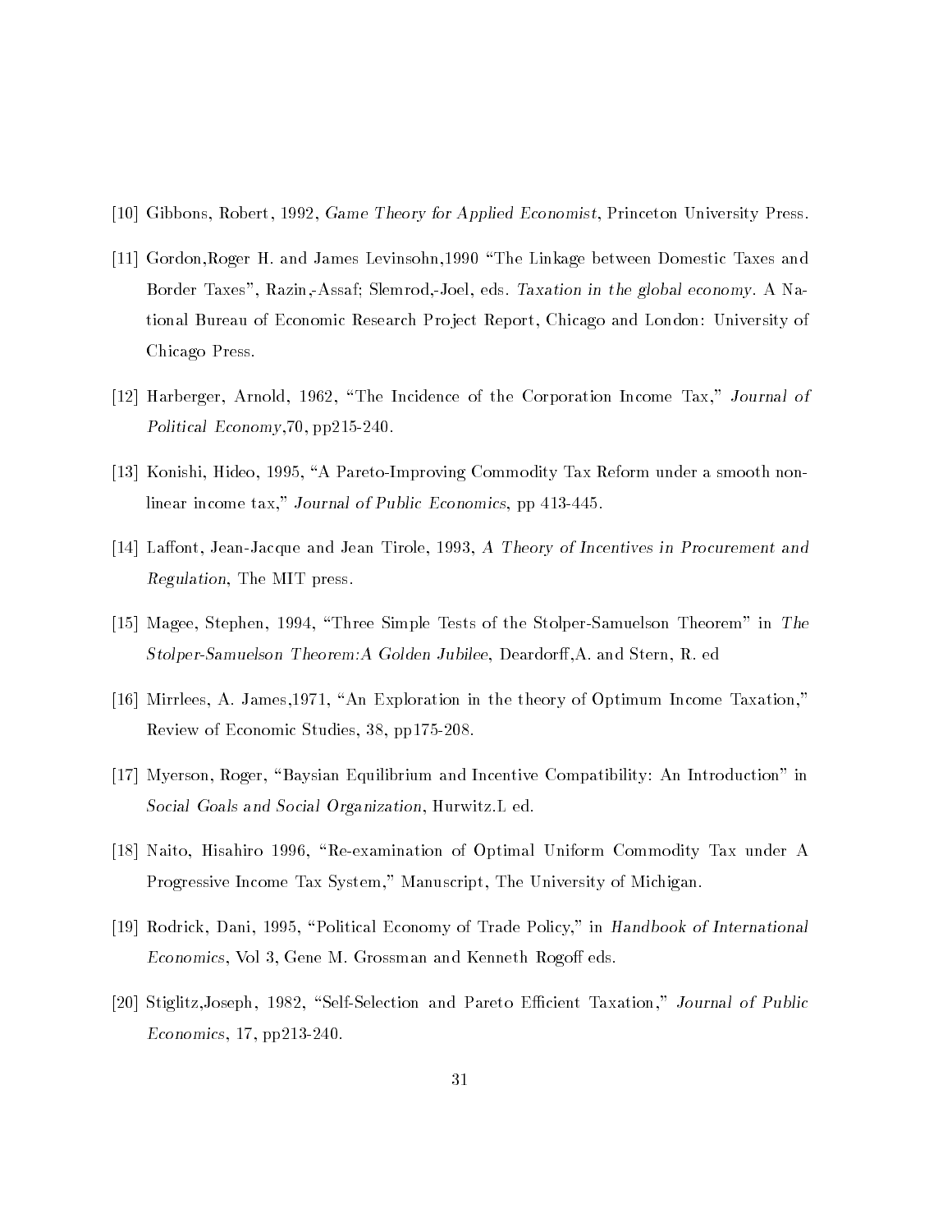[10] Gibbons, Robert, 1992, *Game Theory for Applied Economist*, Princeton University Press.

[11] Gordon,Roger H. and James Levinsohn,1990 "The Linkage between Domestic Taxes and Border Taxes", Razin,-Assaf; Slemrod,-Joel, eds. *Taxation in the global economy*. A National Bureau of Economic Research Project Report, Chicago and London: University of Chicago Press.

[12] Harberger, Arnold, 1962, "The Incidence of the Corporation Income Tax," *Journal of Political Economy*,70, pp215-240.

[13] Konishi, Hideo, 1995, "A Pareto-Improving Commodity Tax Reform under a smooth nonlinear income tax," *Journal of Public Economics*, pp 413-445.

[14] Laffont, Jean-Jacque and Jean Tirole, 1993, *A Theory of Incentives in Procurement and Regulation*, The MIT press.

[15] Magee, Stephen, 1994, "Three Simple Tests of the Stolper-Samuelson Theorem" in *The Stolper-Samuelson Theorem:A Golden Jubilee*, Deardorff,A. and Stern, R. ed

[16] Mirrlees, A. James,1971, "An Exploration in the theory of Optimum Income Taxation," Review of Economic Studies, 38, pp175-208.

[17] Myerson, Roger, "Baysian Equilibrium and Incentive Compatibility: An Introduction" in *Social Goals and Social Organization*, Hurwitz.L ed.

[18] Naito, Hisahiro 1996, "Re-examination of Optimal Uniform Commodity Tax under A Progressive Income Tax System," Manuscript, The University of Michigan.

[19] Rodrick, Dani, 1995, "Political Economy of Trade Policy," in *Handbook of International Economics*, Vol 3, Gene M. Grossman and Kenneth Rogoff eds.

[20] Stiglitz,Joseph, 1982, "Self-Selection and Pareto Efficient Taxation," *Journal of Public Economics*, 17, pp213-240.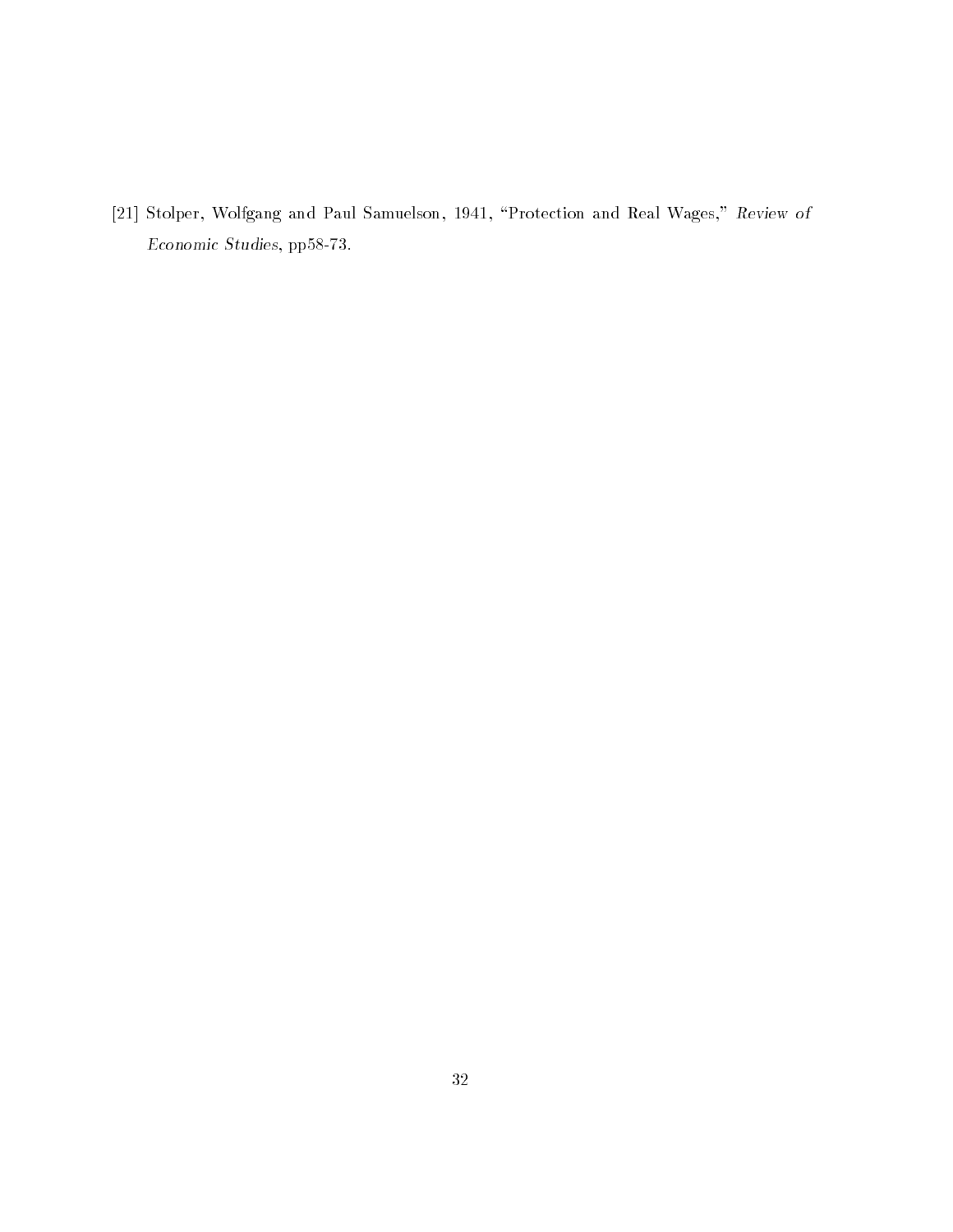[21] Stolper, Wolfgang and Paul Samuelson, 1941, "Protection and Real Wages," *Review of Economic Studies*, pp58-73.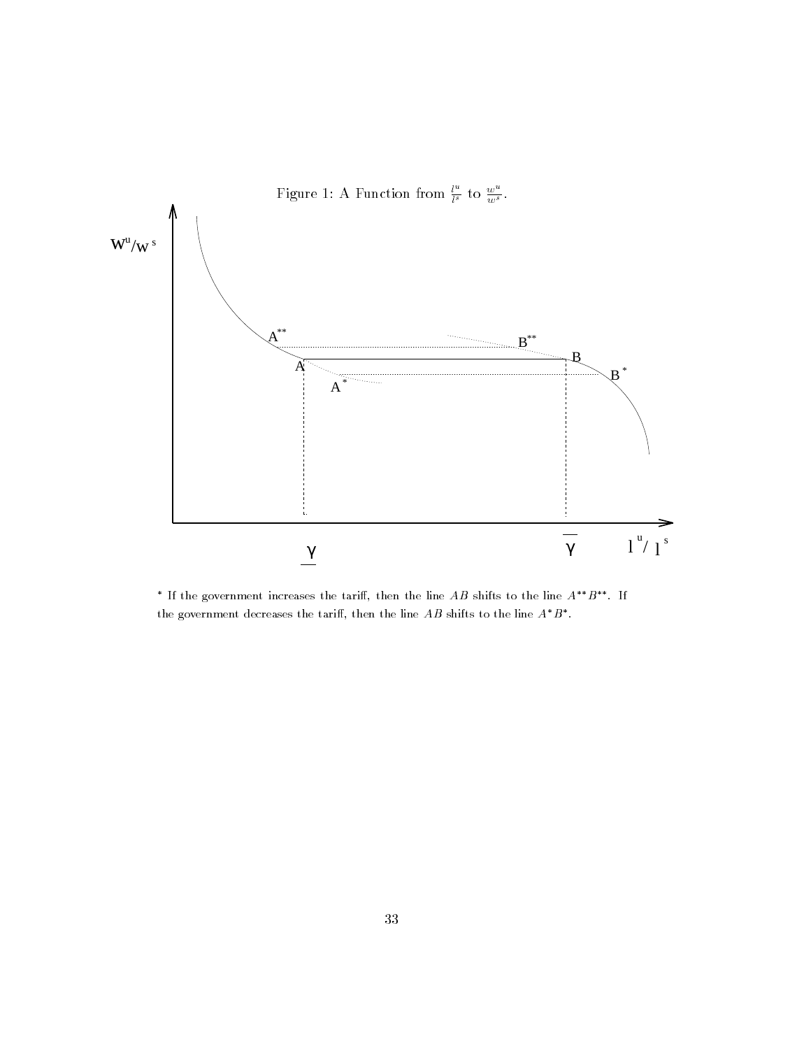Figure 1: A Function from $\frac{l^u}{l^s}$ to $\frac{w^u}{w^s}$.

* If the government increases the tariff, then the line $AB$ shifts to the line $A^{**}B^{**}$. If the government decreases the tariff, then the line $AB$ shifts to the line $A^{*}B^{*}$.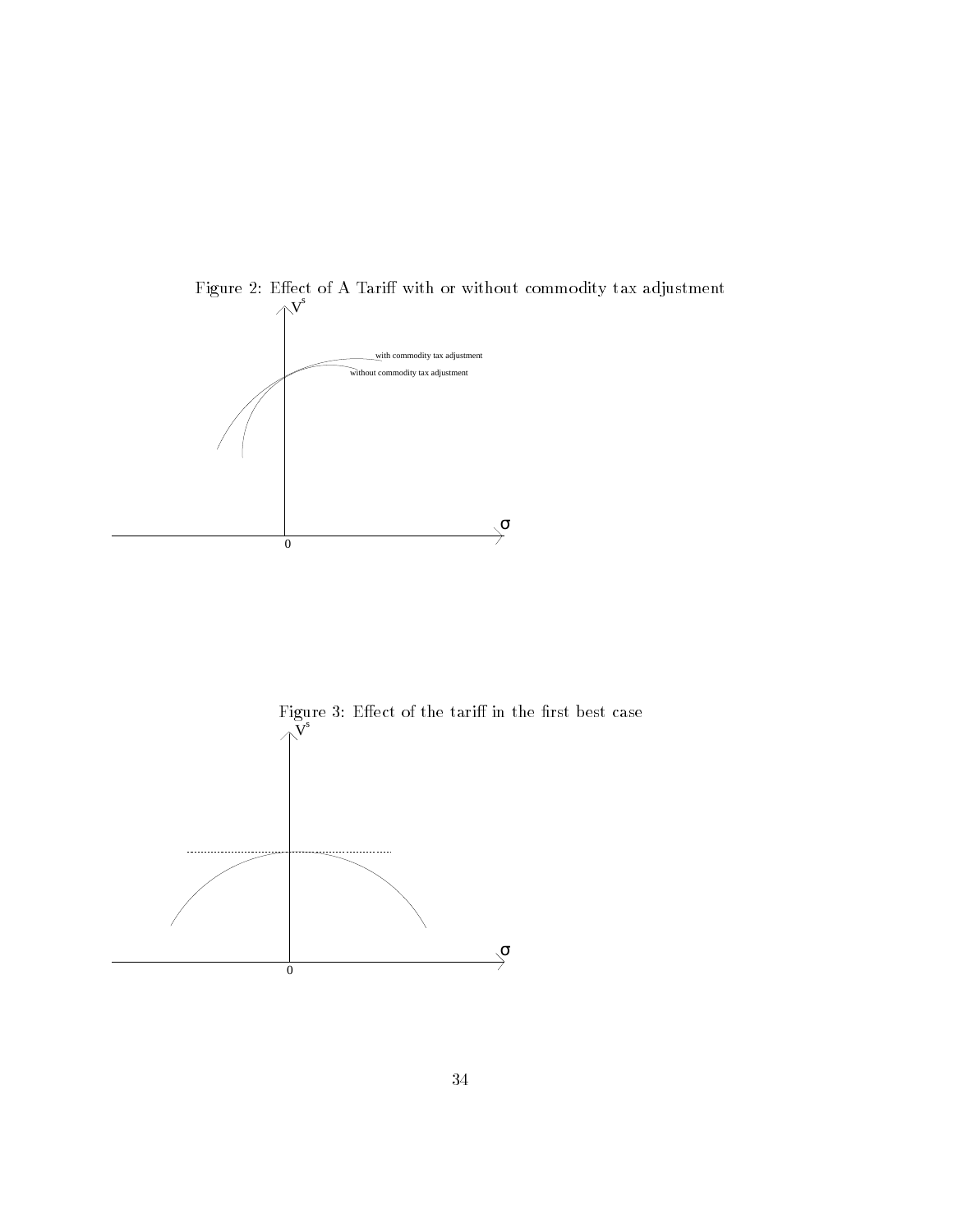Figure 2: Effect of A Tariff with or without commodity tax adjustment

Figure 3: Effect of the tariff in the first best case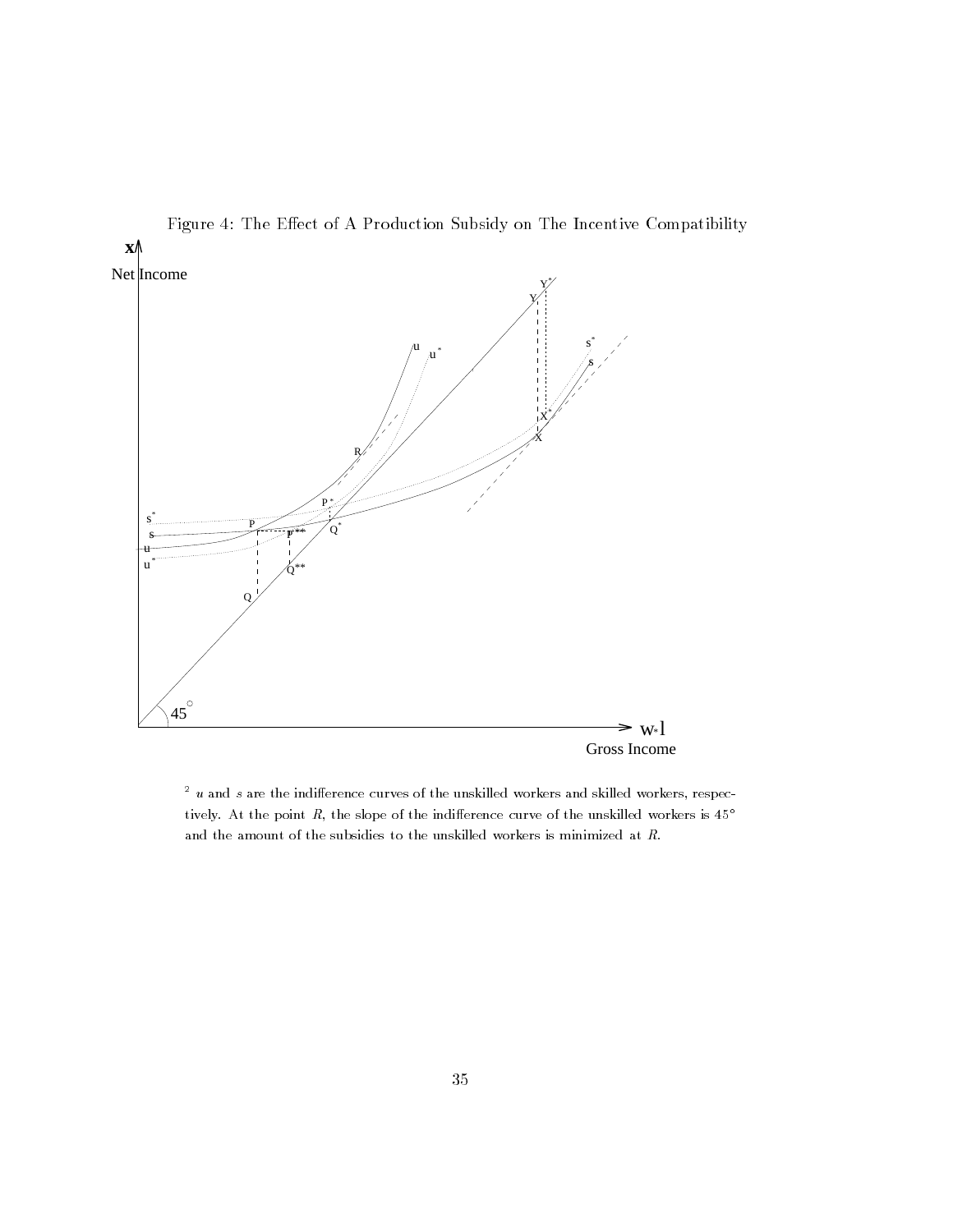Figure 4: The Effect of A Production Subsidy on The Incentive Compatibility

x

Net Income

Y*

Y

u

u*

s*

s

X*

X

R

P*

s*

P

P**

Q*

s

u

u*

Q**

Q

45°

w*l

Gross Income

[2] $u$ and $s$ are the indifference curves of the unskilled workers and skilled workers, respectively. At the point $R$, the slope of the indifference curve of the unskilled workers is 45° and the amount of the subsidies to the unskilled workers is minimized at $R$.